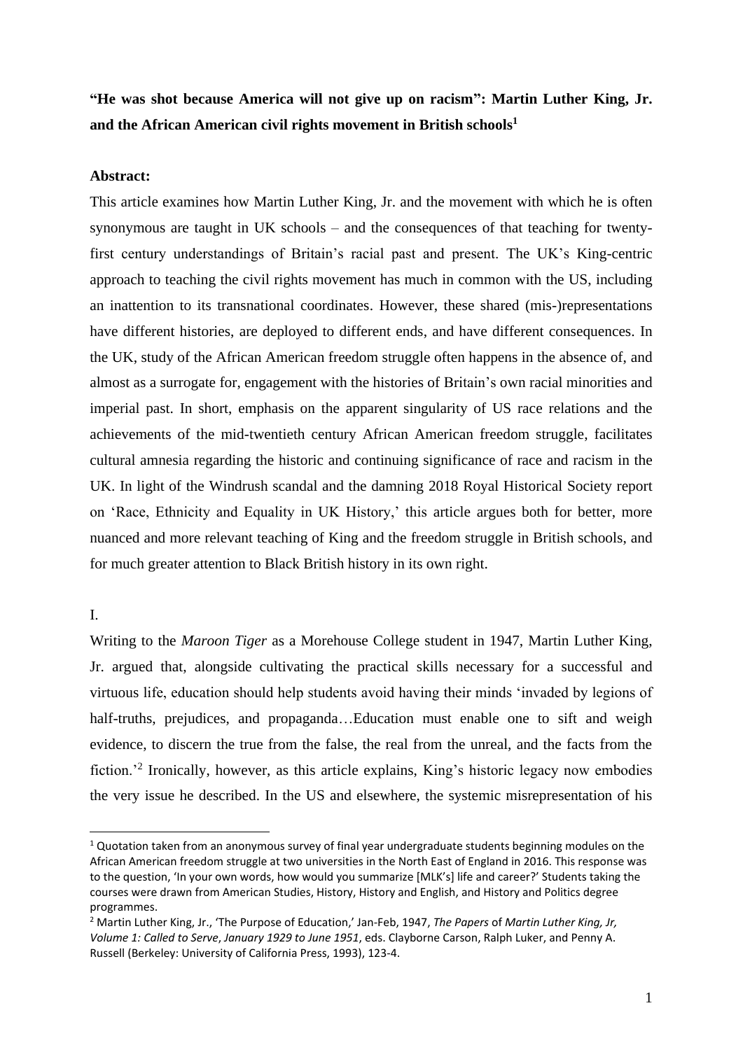**"He was shot because America will not give up on racism": Martin Luther King, Jr. and the African American civil rights movement in British schools**[1]

**Abstract:**

This article examines how Martin Luther King, Jr. and the movement with which he is often synonymous are taught in UK schools – and the consequences of that teaching for twenty-first century understandings of Britain's racial past and present. The UK's King-centric approach to teaching the civil rights movement has much in common with the US, including an inattention to its transnational coordinates. However, these shared (mis-)representations have different histories, are deployed to different ends, and have different consequences. In the UK, study of the African American freedom struggle often happens in the absence of, and almost as a surrogate for, engagement with the histories of Britain's own racial minorities and imperial past. In short, emphasis on the apparent singularity of US race relations and the achievements of the mid-twentieth century African American freedom struggle, facilitates cultural amnesia regarding the historic and continuing significance of race and racism in the UK. In light of the Windrush scandal and the damning 2018 Royal Historical Society report on 'Race, Ethnicity and Equality in UK History,' this article argues both for better, more nuanced and more relevant teaching of King and the freedom struggle in British schools, and for much greater attention to Black British history in its own right.

I.

Writing to the *Maroon Tiger* as a Morehouse College student in 1947, Martin Luther King, Jr. argued that, alongside cultivating the practical skills necessary for a successful and virtuous life, education should help students avoid having their minds 'invaded by legions of half-truths, prejudices, and propaganda…Education must enable one to sift and weigh evidence, to discern the true from the false, the real from the unreal, and the facts from the fiction.'[2] Ironically, however, as this article explains, King's historic legacy now embodies the very issue he described. In the US and elsewhere, the systemic misrepresentation of his

---

[1] Quotation taken from an anonymous survey of final year undergraduate students beginning modules on the African American freedom struggle at two universities in the North East of England in 2016. This response was to the question, 'In your own words, how would you summarize [MLK's] life and career?' Students taking the courses were drawn from American Studies, History, History and English, and History and Politics degree programmes.

[2] Martin Luther King, Jr., 'The Purpose of Education,' Jan-Feb, 1947, *The Papers* of *Martin Luther King, Jr, Volume 1: Called to Serve*, *January 1929 to June 1951*, eds. Clayborne Carson, Ralph Luker, and Penny A. Russell (Berkeley: University of California Press, 1993), 123-4.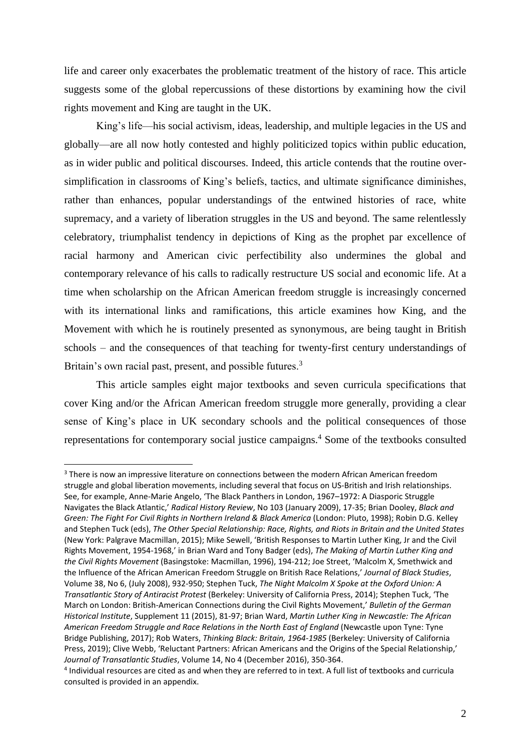life and career only exacerbates the problematic treatment of the history of race. This article suggests some of the global repercussions of these distortions by examining how the civil rights movement and King are taught in the UK.

King's life—his social activism, ideas, leadership, and multiple legacies in the US and globally—are all now hotly contested and highly politicized topics within public education, as in wider public and political discourses. Indeed, this article contends that the routine over-simplification in classrooms of King's beliefs, tactics, and ultimate significance diminishes, rather than enhances, popular understandings of the entwined histories of race, white supremacy, and a variety of liberation struggles in the US and beyond. The same relentlessly celebratory, triumphalist tendency in depictions of King as the prophet par excellence of racial harmony and American civic perfectibility also undermines the global and contemporary relevance of his calls to radically restructure US social and economic life. At a time when scholarship on the African American freedom struggle is increasingly concerned with its international links and ramifications, this article examines how King, and the Movement with which he is routinely presented as synonymous, are being taught in British schools – and the consequences of that teaching for twenty-first century understandings of Britain's own racial past, present, and possible futures.[3]

This article samples eight major textbooks and seven curricula specifications that cover King and/or the African American freedom struggle more generally, providing a clear sense of King's place in UK secondary schools and the political consequences of those representations for contemporary social justice campaigns.[4] Some of the textbooks consulted

[3] There is now an impressive literature on connections between the modern African American freedom struggle and global liberation movements, including several that focus on US-British and Irish relationships. See, for example, Anne-Marie Angelo, 'The Black Panthers in London, 1967–1972: A Diasporic Struggle Navigates the Black Atlantic,' *Radical History Review*, No 103 (January 2009), 17-35; Brian Dooley, *Black and Green: The Fight For Civil Rights in Northern Ireland & Black America* (London: Pluto, 1998); Robin D.G. Kelley and Stephen Tuck (eds), *The Other Special Relationship: Race, Rights, and Riots in Britain and the United States* (New York: Palgrave Macmillan, 2015); Mike Sewell, 'British Responses to Martin Luther King, Jr and the Civil Rights Movement, 1954-1968,' in Brian Ward and Tony Badger (eds), *The Making of Martin Luther King and the Civil Rights Movement* (Basingstoke: Macmillan, 1996), 194-212; Joe Street, 'Malcolm X, Smethwick and the Influence of the African American Freedom Struggle on British Race Relations,' *Journal of Black Studies*, Volume 38, No 6, (July 2008), 932-950; Stephen Tuck, *The Night Malcolm X Spoke at the Oxford Union: A Transatlantic Story of Antiracist Protest* (Berkeley: University of California Press, 2014); Stephen Tuck, 'The March on London: British-American Connections during the Civil Rights Movement,' *Bulletin of the German Historical Institute*, Supplement 11 (2015), 81-97; Brian Ward, *Martin Luther King in Newcastle: The African American Freedom Struggle and Race Relations in the North East of England* (Newcastle upon Tyne: Tyne Bridge Publishing, 2017); Rob Waters, *Thinking Black: Britain, 1964-1985* (Berkeley: University of California Press, 2019); Clive Webb, 'Reluctant Partners: African Americans and the Origins of the Special Relationship,' *Journal of Transatlantic Studies*, Volume 14, No 4 (December 2016), 350-364.

[4] Individual resources are cited as and when they are referred to in text. A full list of textbooks and curricula consulted is provided in an appendix.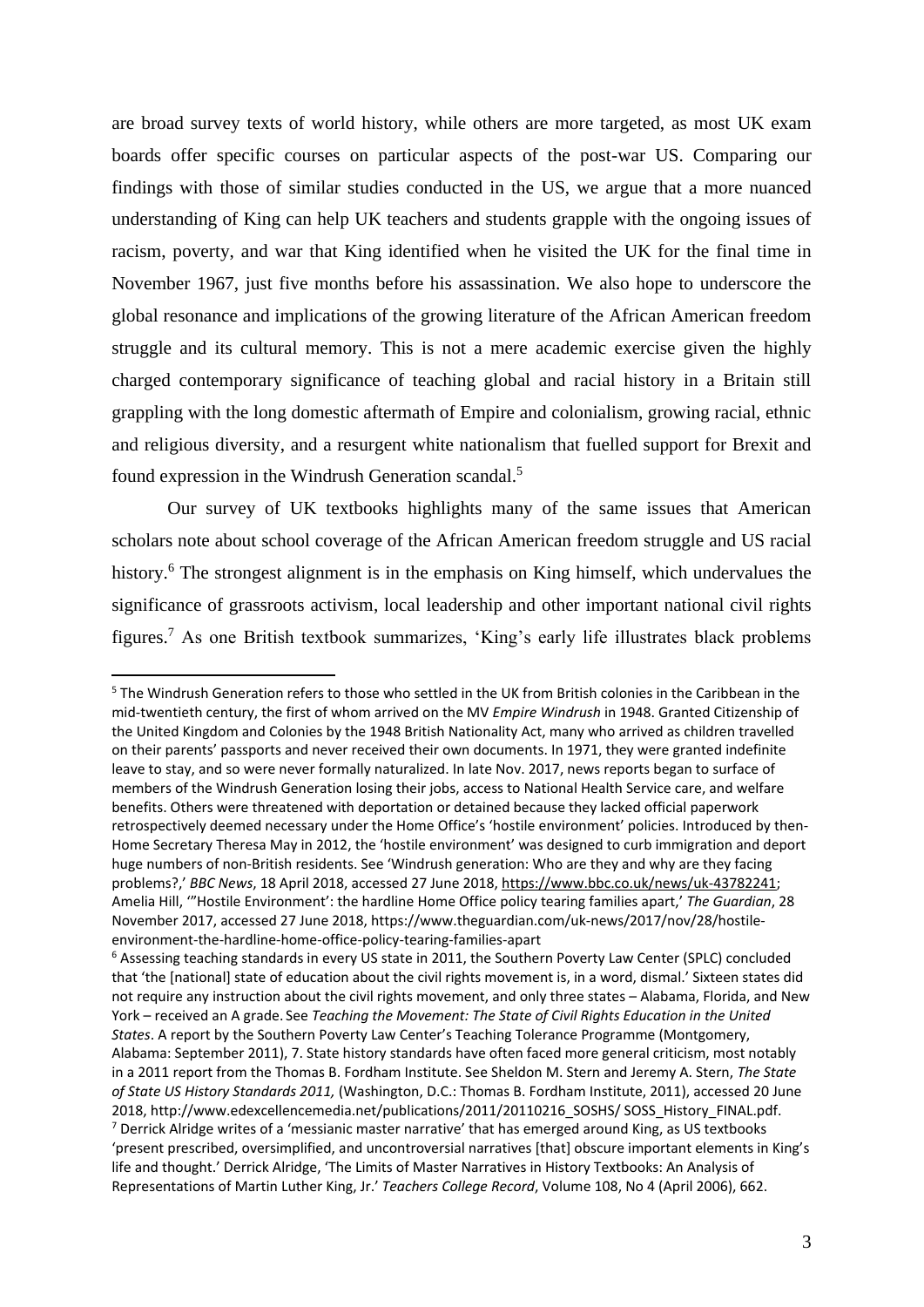are broad survey texts of world history, while others are more targeted, as most UK exam boards offer specific courses on particular aspects of the post-war US. Comparing our findings with those of similar studies conducted in the US, we argue that a more nuanced understanding of King can help UK teachers and students grapple with the ongoing issues of racism, poverty, and war that King identified when he visited the UK for the final time in November 1967, just five months before his assassination. We also hope to underscore the global resonance and implications of the growing literature of the African American freedom struggle and its cultural memory. This is not a mere academic exercise given the highly charged contemporary significance of teaching global and racial history in a Britain still grappling with the long domestic aftermath of Empire and colonialism, growing racial, ethnic and religious diversity, and a resurgent white nationalism that fuelled support for Brexit and found expression in the Windrush Generation scandal.[5]

Our survey of UK textbooks highlights many of the same issues that American scholars note about school coverage of the African American freedom struggle and US racial history.[6] The strongest alignment is in the emphasis on King himself, which undervalues the significance of grassroots activism, local leadership and other important national civil rights figures.[7] As one British textbook summarizes, 'King's early life illustrates black problems

---

[5] The Windrush Generation refers to those who settled in the UK from British colonies in the Caribbean in the mid-twentieth century, the first of whom arrived on the MV *Empire Windrush* in 1948. Granted Citizenship of the United Kingdom and Colonies by the 1948 British Nationality Act, many who arrived as children travelled on their parents' passports and never received their own documents. In 1971, they were granted indefinite leave to stay, and so were never formally naturalized. In late Nov. 2017, news reports began to surface of members of the Windrush Generation losing their jobs, access to National Health Service care, and welfare benefits. Others were threatened with deportation or detained because they lacked official paperwork retrospectively deemed necessary under the Home Office's 'hostile environment' policies. Introduced by then-Home Secretary Theresa May in 2012, the 'hostile environment' was designed to curb immigration and deport huge numbers of non-British residents. See 'Windrush generation: Who are they and why are they facing problems?,' *BBC News*, 18 April 2018, accessed 27 June 2018, https://www.bbc.co.uk/news/uk-43782241; Amelia Hill, '"Hostile Environment': the hardline Home Office policy tearing families apart,' *The Guardian*, 28 November 2017, accessed 27 June 2018, https://www.theguardian.com/uk-news/2017/nov/28/hostile-environment-the-hardline-home-office-policy-tearing-families-apart

[6] Assessing teaching standards in every US state in 2011, the Southern Poverty Law Center (SPLC) concluded that 'the [national] state of education about the civil rights movement is, in a word, dismal.' Sixteen states did not require any instruction about the civil rights movement, and only three states – Alabama, Florida, and New York – received an A grade. See *Teaching the Movement: The State of Civil Rights Education in the United States*. A report by the Southern Poverty Law Center's Teaching Tolerance Programme (Montgomery, Alabama: September 2011), 7. State history standards have often faced more general criticism, most notably in a 2011 report from the Thomas B. Fordham Institute. See Sheldon M. Stern and Jeremy A. Stern, *The State of State US History Standards 2011,* (Washington, D.C.: Thomas B. Fordham Institute, 2011), accessed 20 June 2018, http://www.edexcellencemedia.net/publications/2011/20110216_SOSHS/ SOSS_History_FINAL.pdf.

[7] Derrick Alridge writes of a 'messianic master narrative' that has emerged around King, as US textbooks 'present prescribed, oversimplified, and uncontroversial narratives [that] obscure important elements in King's life and thought.' Derrick Alridge, 'The Limits of Master Narratives in History Textbooks: An Analysis of Representations of Martin Luther King, Jr.' *Teachers College Record*, Volume 108, No 4 (April 2006), 662.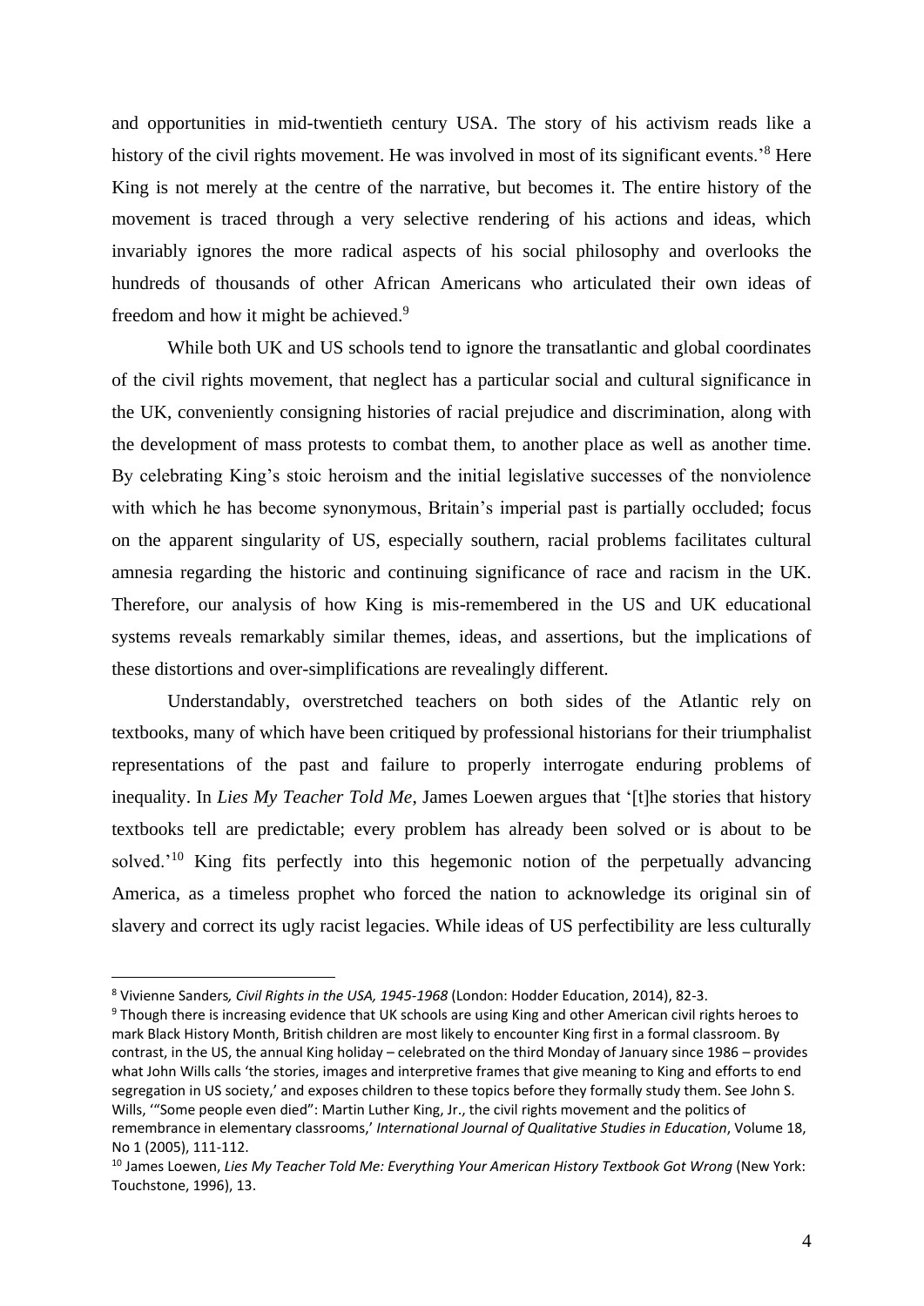and opportunities in mid-twentieth century USA. The story of his activism reads like a history of the civil rights movement. He was involved in most of its significant events.'[8] Here King is not merely at the centre of the narrative, but becomes it. The entire history of the movement is traced through a very selective rendering of his actions and ideas, which invariably ignores the more radical aspects of his social philosophy and overlooks the hundreds of thousands of other African Americans who articulated their own ideas of freedom and how it might be achieved.[9]

While both UK and US schools tend to ignore the transatlantic and global coordinates of the civil rights movement, that neglect has a particular social and cultural significance in the UK, conveniently consigning histories of racial prejudice and discrimination, along with the development of mass protests to combat them, to another place as well as another time. By celebrating King's stoic heroism and the initial legislative successes of the nonviolence with which he has become synonymous, Britain's imperial past is partially occluded; focus on the apparent singularity of US, especially southern, racial problems facilitates cultural amnesia regarding the historic and continuing significance of race and racism in the UK. Therefore, our analysis of how King is mis-remembered in the US and UK educational systems reveals remarkably similar themes, ideas, and assertions, but the implications of these distortions and over-simplifications are revealingly different.

Understandably, overstretched teachers on both sides of the Atlantic rely on textbooks, many of which have been critiqued by professional historians for their triumphalist representations of the past and failure to properly interrogate enduring problems of inequality. In *Lies My Teacher Told Me*, James Loewen argues that '[t]he stories that history textbooks tell are predictable; every problem has already been solved or is about to be solved.'[10] King fits perfectly into this hegemonic notion of the perpetually advancing America, as a timeless prophet who forced the nation to acknowledge its original sin of slavery and correct its ugly racist legacies. While ideas of US perfectibility are less culturally

---

[8] Vivienne Sanders*, Civil Rights in the USA, 1945-1968* (London: Hodder Education, 2014), 82-3.

[9] Though there is increasing evidence that UK schools are using King and other American civil rights heroes to mark Black History Month, British children are most likely to encounter King first in a formal classroom. By contrast, in the US, the annual King holiday – celebrated on the third Monday of January since 1986 – provides what John Wills calls 'the stories, images and interpretive frames that give meaning to King and efforts to end segregation in US society,' and exposes children to these topics before they formally study them. See John S. Wills, '"Some people even died": Martin Luther King, Jr., the civil rights movement and the politics of remembrance in elementary classrooms,' *International Journal of Qualitative Studies in Education*, Volume 18, No 1 (2005), 111-112.

[10] James Loewen, *Lies My Teacher Told Me: Everything Your American History Textbook Got Wrong* (New York: Touchstone, 1996), 13.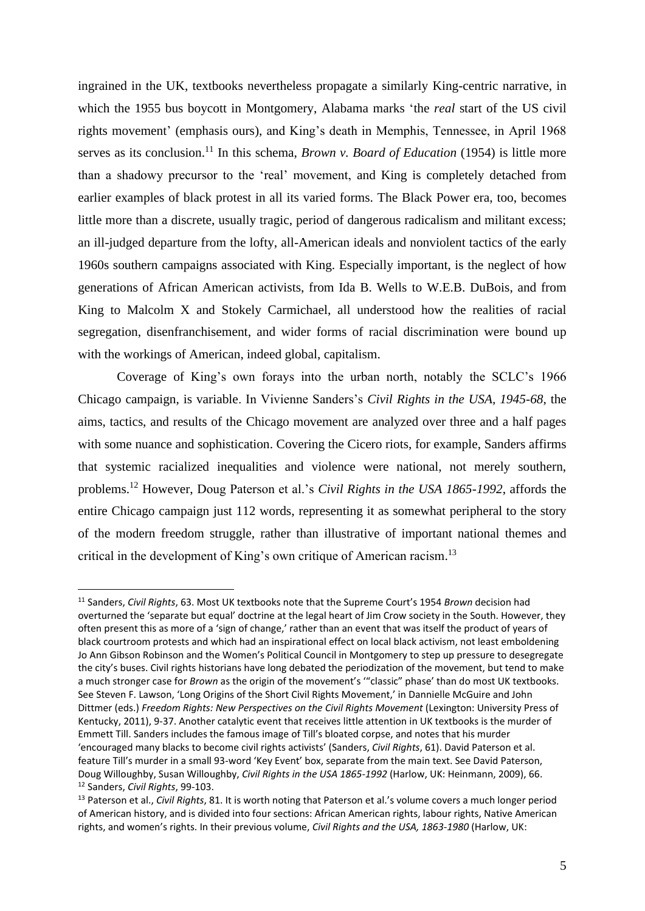ingrained in the UK, textbooks nevertheless propagate a similarly King-centric narrative, in which the 1955 bus boycott in Montgomery, Alabama marks 'the *real* start of the US civil rights movement' (emphasis ours), and King's death in Memphis, Tennessee, in April 1968 serves as its conclusion.[11] In this schema, *Brown v. Board of Education* (1954) is little more than a shadowy precursor to the 'real' movement, and King is completely detached from earlier examples of black protest in all its varied forms. The Black Power era, too, becomes little more than a discrete, usually tragic, period of dangerous radicalism and militant excess; an ill-judged departure from the lofty, all-American ideals and nonviolent tactics of the early 1960s southern campaigns associated with King. Especially important, is the neglect of how generations of African American activists, from Ida B. Wells to W.E.B. DuBois, and from King to Malcolm X and Stokely Carmichael, all understood how the realities of racial segregation, disenfranchisement, and wider forms of racial discrimination were bound up with the workings of American, indeed global, capitalism.

Coverage of King's own forays into the urban north, notably the SCLC's 1966 Chicago campaign, is variable. In Vivienne Sanders's *Civil Rights in the USA, 1945-68*, the aims, tactics, and results of the Chicago movement are analyzed over three and a half pages with some nuance and sophistication. Covering the Cicero riots, for example, Sanders affirms that systemic racialized inequalities and violence were national, not merely southern, problems.[12] However, Doug Paterson et al.'s *Civil Rights in the USA 1865-1992*, affords the entire Chicago campaign just 112 words, representing it as somewhat peripheral to the story of the modern freedom struggle, rather than illustrative of important national themes and critical in the development of King's own critique of American racism.[13]

---

[11] Sanders, *Civil Rights*, 63. Most UK textbooks note that the Supreme Court's 1954 *Brown* decision had overturned the 'separate but equal' doctrine at the legal heart of Jim Crow society in the South. However, they often present this as more of a 'sign of change,' rather than an event that was itself the product of years of black courtroom protests and which had an inspirational effect on local black activism, not least emboldening Jo Ann Gibson Robinson and the Women's Political Council in Montgomery to step up pressure to desegregate the city's buses. Civil rights historians have long debated the periodization of the movement, but tend to make a much stronger case for *Brown* as the origin of the movement's '"classic" phase' than do most UK textbooks. See Steven F. Lawson, 'Long Origins of the Short Civil Rights Movement,' in Dannielle McGuire and John Dittmer (eds.) *Freedom Rights: New Perspectives on the Civil Rights Movement* (Lexington: University Press of Kentucky, 2011), 9-37. Another catalytic event that receives little attention in UK textbooks is the murder of Emmett Till. Sanders includes the famous image of Till's bloated corpse, and notes that his murder 'encouraged many blacks to become civil rights activists' (Sanders, *Civil Rights*, 61). David Paterson et al. feature Till's murder in a small 93-word 'Key Event' box, separate from the main text. See David Paterson, Doug Willoughby, Susan Willoughby, *Civil Rights in the USA 1865-1992* (Harlow, UK: Heinmann, 2009), 66.

[12] Sanders, *Civil Rights*, 99-103.

[13] Paterson et al., *Civil Rights*, 81. It is worth noting that Paterson et al.'s volume covers a much longer period of American history, and is divided into four sections: African American rights, labour rights, Native American rights, and women's rights. In their previous volume, *Civil Rights and the USA, 1863-1980* (Harlow, UK: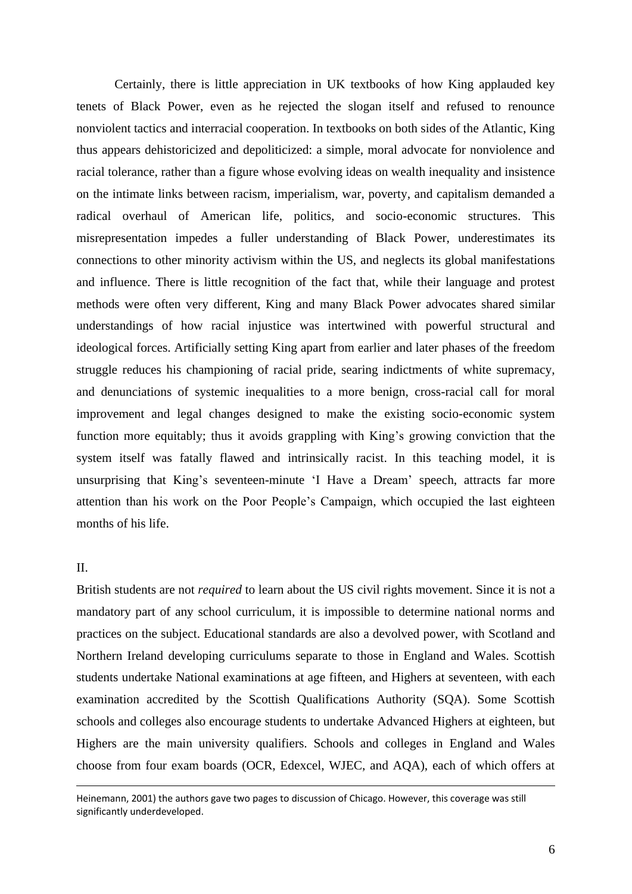Certainly, there is little appreciation in UK textbooks of how King applauded key tenets of Black Power, even as he rejected the slogan itself and refused to renounce nonviolent tactics and interracial cooperation. In textbooks on both sides of the Atlantic, King thus appears dehistoricized and depoliticized: a simple, moral advocate for nonviolence and racial tolerance, rather than a figure whose evolving ideas on wealth inequality and insistence on the intimate links between racism, imperialism, war, poverty, and capitalism demanded a radical overhaul of American life, politics, and socio-economic structures. This misrepresentation impedes a fuller understanding of Black Power, underestimates its connections to other minority activism within the US, and neglects its global manifestations and influence. There is little recognition of the fact that, while their language and protest methods were often very different, King and many Black Power advocates shared similar understandings of how racial injustice was intertwined with powerful structural and ideological forces. Artificially setting King apart from earlier and later phases of the freedom struggle reduces his championing of racial pride, searing indictments of white supremacy, and denunciations of systemic inequalities to a more benign, cross-racial call for moral improvement and legal changes designed to make the existing socio-economic system function more equitably; thus it avoids grappling with King's growing conviction that the system itself was fatally flawed and intrinsically racist. In this teaching model, it is unsurprising that King's seventeen-minute 'I Have a Dream' speech, attracts far more attention than his work on the Poor People's Campaign, which occupied the last eighteen months of his life.

## II.

British students are not *required* to learn about the US civil rights movement. Since it is not a mandatory part of any school curriculum, it is impossible to determine national norms and practices on the subject. Educational standards are also a devolved power, with Scotland and Northern Ireland developing curriculums separate to those in England and Wales. Scottish students undertake National examinations at age fifteen, and Highers at seventeen, with each examination accredited by the Scottish Qualifications Authority (SQA). Some Scottish schools and colleges also encourage students to undertake Advanced Highers at eighteen, but Highers are the main university qualifiers. Schools and colleges in England and Wales choose from four exam boards (OCR, Edexcel, WJEC, and AQA), each of which offers at

---

Heinemann, 2001) the authors gave two pages to discussion of Chicago. However, this coverage was still significantly underdeveloped.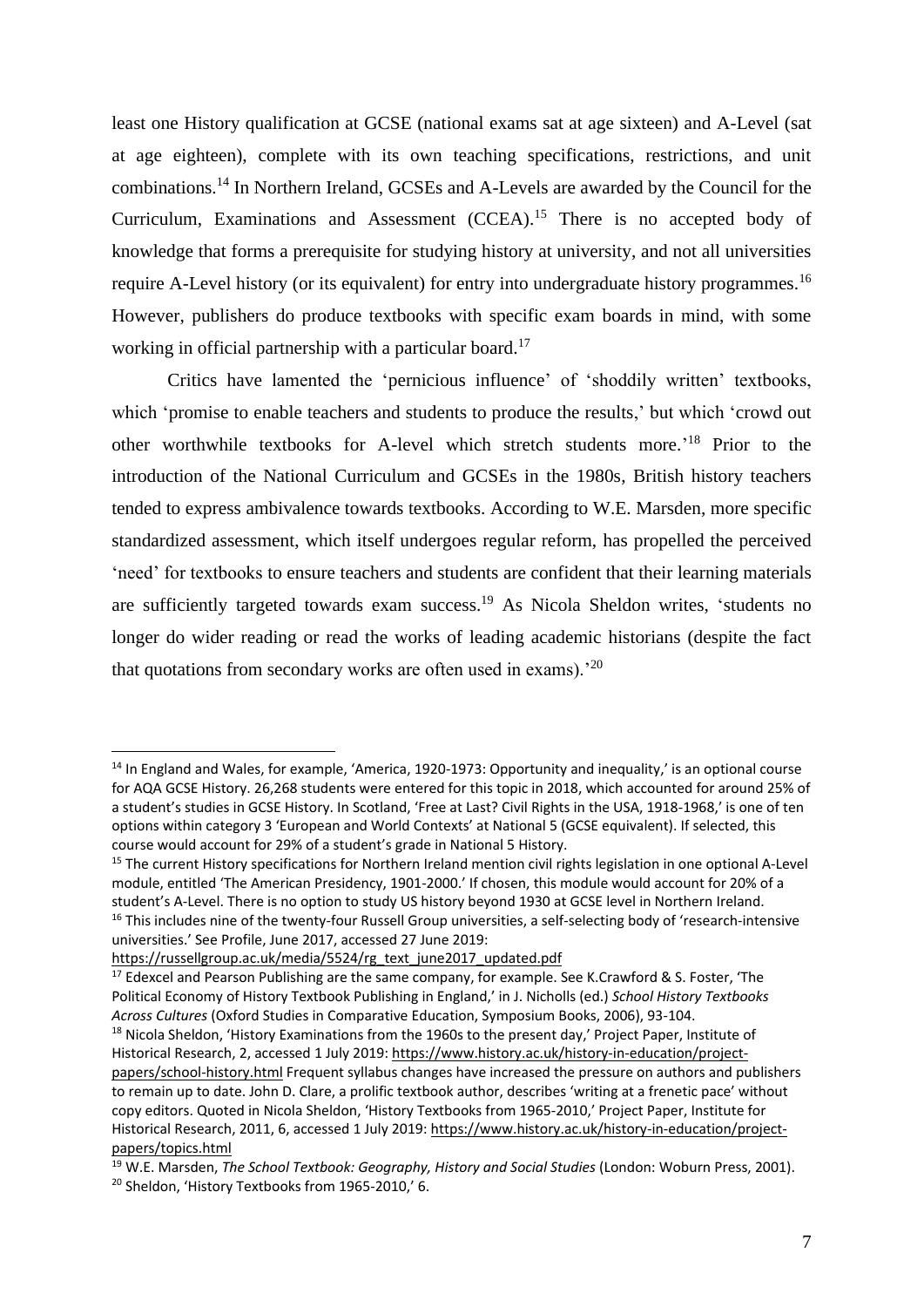least one History qualification at GCSE (national exams sat at age sixteen) and A-Level (sat at age eighteen), complete with its own teaching specifications, restrictions, and unit combinations.[14] In Northern Ireland, GCSEs and A-Levels are awarded by the Council for the Curriculum, Examinations and Assessment (CCEA).[15] There is no accepted body of knowledge that forms a prerequisite for studying history at university, and not all universities require A-Level history (or its equivalent) for entry into undergraduate history programmes.[16] However, publishers do produce textbooks with specific exam boards in mind, with some working in official partnership with a particular board.[17]

Critics have lamented the 'pernicious influence' of 'shoddily written' textbooks, which 'promise to enable teachers and students to produce the results,' but which 'crowd out other worthwhile textbooks for A-level which stretch students more.'[18] Prior to the introduction of the National Curriculum and GCSEs in the 1980s, British history teachers tended to express ambivalence towards textbooks. According to W.E. Marsden, more specific standardized assessment, which itself undergoes regular reform, has propelled the perceived 'need' for textbooks to ensure teachers and students are confident that their learning materials are sufficiently targeted towards exam success.[19] As Nicola Sheldon writes, 'students no longer do wider reading or read the works of leading academic historians (despite the fact that quotations from secondary works are often used in exams).'[20]

---

[14] In England and Wales, for example, 'America, 1920-1973: Opportunity and inequality,' is an optional course for AQA GCSE History. 26,268 students were entered for this topic in 2018, which accounted for around 25% of a student's studies in GCSE History. In Scotland, 'Free at Last? Civil Rights in the USA, 1918-1968,' is one of ten options within category 3 'European and World Contexts' at National 5 (GCSE equivalent). If selected, this course would account for 29% of a student's grade in National 5 History.

[15] The current History specifications for Northern Ireland mention civil rights legislation in one optional A-Level module, entitled 'The American Presidency, 1901-2000.' If chosen, this module would account for 20% of a student's A-Level. There is no option to study US history beyond 1930 at GCSE level in Northern Ireland.

[16] This includes nine of the twenty-four Russell Group universities, a self-selecting body of 'research-intensive universities.' See Profile, June 2017, accessed 27 June 2019: https://russellgroup.ac.uk/media/5524/rg_text_june2017_updated.pdf

[17] Edexcel and Pearson Publishing are the same company, for example. See K.Crawford & S. Foster, 'The Political Economy of History Textbook Publishing in England,' in J. Nicholls (ed.) *School History Textbooks Across Cultures* (Oxford Studies in Comparative Education, Symposium Books, 2006), 93-104.

[18] Nicola Sheldon, 'History Examinations from the 1960s to the present day,' Project Paper, Institute of Historical Research, 2, accessed 1 July 2019: https://www.history.ac.uk/history-in-education/project-papers/school-history.html Frequent syllabus changes have increased the pressure on authors and publishers to remain up to date. John D. Clare, a prolific textbook author, describes 'writing at a frenetic pace' without copy editors. Quoted in Nicola Sheldon, 'History Textbooks from 1965-2010,' Project Paper, Institute for Historical Research, 2011, 6, accessed 1 July 2019: https://www.history.ac.uk/history-in-education/project-papers/topics.html

[19] W.E. Marsden, *The School Textbook: Geography, History and Social Studies* (London: Woburn Press, 2001).

[20] Sheldon, 'History Textbooks from 1965-2010,' 6.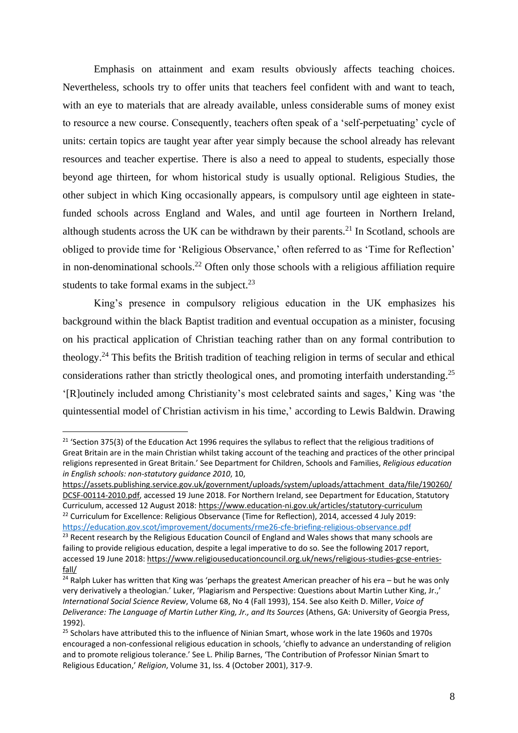Emphasis on attainment and exam results obviously affects teaching choices. Nevertheless, schools try to offer units that teachers feel confident with and want to teach, with an eye to materials that are already available, unless considerable sums of money exist to resource a new course. Consequently, teachers often speak of a 'self-perpetuating' cycle of units: certain topics are taught year after year simply because the school already has relevant resources and teacher expertise. There is also a need to appeal to students, especially those beyond age thirteen, for whom historical study is usually optional. Religious Studies, the other subject in which King occasionally appears, is compulsory until age eighteen in state-funded schools across England and Wales, and until age fourteen in Northern Ireland, although students across the UK can be withdrawn by their parents.[21] In Scotland, schools are obliged to provide time for 'Religious Observance,' often referred to as 'Time for Reflection' in non-denominational schools.[22] Often only those schools with a religious affiliation require students to take formal exams in the subject.[23]

King's presence in compulsory religious education in the UK emphasizes his background within the black Baptist tradition and eventual occupation as a minister, focusing on his practical application of Christian teaching rather than on any formal contribution to theology.[24] This befits the British tradition of teaching religion in terms of secular and ethical considerations rather than strictly theological ones, and promoting interfaith understanding.[25] '[R]outinely included among Christianity's most celebrated saints and sages,' King was 'the quintessential model of Christian activism in his time,' according to Lewis Baldwin. Drawing

---

[21] 'Section 375(3) of the Education Act 1996 requires the syllabus to reflect that the religious traditions of Great Britain are in the main Christian whilst taking account of the teaching and practices of the other principal religions represented in Great Britain.' See Department for Children, Schools and Families, *Religious education in English schools: non-statutory guidance 2010*, 10, https://assets.publishing.service.gov.uk/government/uploads/system/uploads/attachment_data/file/190260/DCSF-00114-2010.pdf, accessed 19 June 2018. For Northern Ireland, see Department for Education, Statutory Curriculum, accessed 12 August 2018: https://www.education-ni.gov.uk/articles/statutory-curriculum

[22] Curriculum for Excellence: Religious Observance (Time for Reflection), 2014, accessed 4 July 2019: https://education.gov.scot/improvement/documents/rme26-cfe-briefing-religious-observance.pdf

[23] Recent research by the Religious Education Council of England and Wales shows that many schools are failing to provide religious education, despite a legal imperative to do so. See the following 2017 report, accessed 19 June 2018: https://www.religiouseducationcouncil.org.uk/news/religious-studies-gcse-entries-fall/

[24] Ralph Luker has written that King was 'perhaps the greatest American preacher of his era – but he was only very derivatively a theologian.' Luker, 'Plagiarism and Perspective: Questions about Martin Luther King, Jr.,' *International Social Science Review*, Volume 68, No 4 (Fall 1993), 154. See also Keith D. Miller, *Voice of Deliverance: The Language of Martin Luther King, Jr., and Its Sources* (Athens, GA: University of Georgia Press, 1992).

[25] Scholars have attributed this to the influence of Ninian Smart, whose work in the late 1960s and 1970s encouraged a non-confessional religious education in schools, 'chiefly to advance an understanding of religion and to promote religious tolerance.' See L. Philip Barnes, 'The Contribution of Professor Ninian Smart to Religious Education,' *Religion*, Volume 31, Iss. 4 (October 2001), 317-9.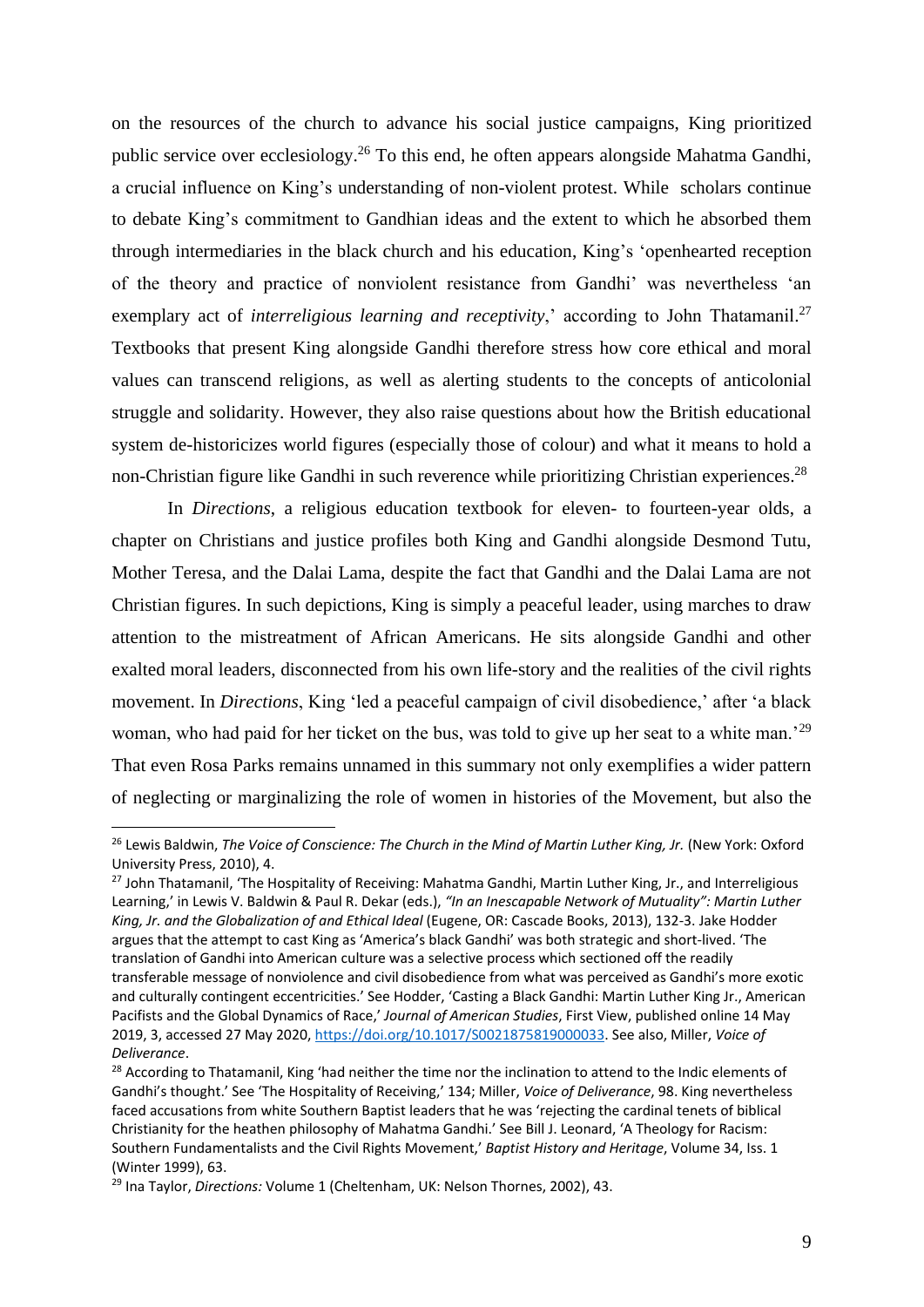on the resources of the church to advance his social justice campaigns, King prioritized public service over ecclesiology.[26] To this end, he often appears alongside Mahatma Gandhi, a crucial influence on King's understanding of non-violent protest. While scholars continue to debate King's commitment to Gandhian ideas and the extent to which he absorbed them through intermediaries in the black church and his education, King's 'openhearted reception of the theory and practice of nonviolent resistance from Gandhi' was nevertheless 'an exemplary act of *interreligious learning and receptivity*,' according to John Thatamanil.[27] Textbooks that present King alongside Gandhi therefore stress how core ethical and moral values can transcend religions, as well as alerting students to the concepts of anticolonial struggle and solidarity. However, they also raise questions about how the British educational system de-historicizes world figures (especially those of colour) and what it means to hold a non-Christian figure like Gandhi in such reverence while prioritizing Christian experiences.[28]

In *Directions*, a religious education textbook for eleven- to fourteen-year olds, a chapter on Christians and justice profiles both King and Gandhi alongside Desmond Tutu, Mother Teresa, and the Dalai Lama, despite the fact that Gandhi and the Dalai Lama are not Christian figures. In such depictions, King is simply a peaceful leader, using marches to draw attention to the mistreatment of African Americans. He sits alongside Gandhi and other exalted moral leaders, disconnected from his own life-story and the realities of the civil rights movement. In *Directions*, King 'led a peaceful campaign of civil disobedience,' after 'a black woman, who had paid for her ticket on the bus, was told to give up her seat to a white man.'[29] That even Rosa Parks remains unnamed in this summary not only exemplifies a wider pattern of neglecting or marginalizing the role of women in histories of the Movement, but also the

---

[26] Lewis Baldwin, *The Voice of Conscience: The Church in the Mind of Martin Luther King, Jr.* (New York: Oxford University Press, 2010), 4.

[27] John Thatamanil, 'The Hospitality of Receiving: Mahatma Gandhi, Martin Luther King, Jr., and Interreligious Learning,' in Lewis V. Baldwin & Paul R. Dekar (eds.), *"In an Inescapable Network of Mutuality": Martin Luther King, Jr. and the Globalization of and Ethical Ideal* (Eugene, OR: Cascade Books, 2013), 132-3. Jake Hodder argues that the attempt to cast King as 'America's black Gandhi' was both strategic and short-lived. 'The translation of Gandhi into American culture was a selective process which sectioned off the readily transferable message of nonviolence and civil disobedience from what was perceived as Gandhi's more exotic and culturally contingent eccentricities.' See Hodder, 'Casting a Black Gandhi: Martin Luther King Jr., American Pacifists and the Global Dynamics of Race,' *Journal of American Studies*, First View, published online 14 May 2019, 3, accessed 27 May 2020, https://doi.org/10.1017/S0021875819000033. See also, Miller, *Voice of Deliverance*.

[28] According to Thatamanil, King 'had neither the time nor the inclination to attend to the Indic elements of Gandhi's thought.' See 'The Hospitality of Receiving,' 134; Miller, *Voice of Deliverance*, 98. King nevertheless faced accusations from white Southern Baptist leaders that he was 'rejecting the cardinal tenets of biblical Christianity for the heathen philosophy of Mahatma Gandhi.' See Bill J. Leonard, 'A Theology for Racism: Southern Fundamentalists and the Civil Rights Movement,' *Baptist History and Heritage*, Volume 34, Iss. 1 (Winter 1999), 63.

[29] Ina Taylor, *Directions:* Volume 1 (Cheltenham, UK: Nelson Thornes, 2002), 43.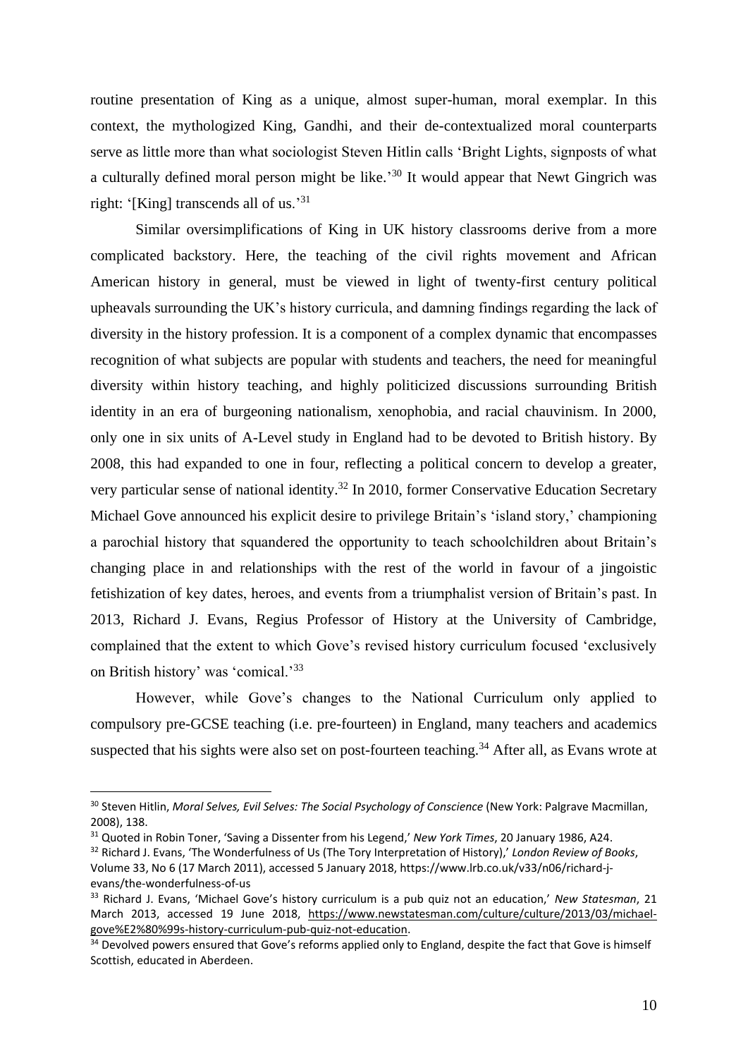routine presentation of King as a unique, almost super-human, moral exemplar. In this context, the mythologized King, Gandhi, and their de-contextualized moral counterparts serve as little more than what sociologist Steven Hitlin calls 'Bright Lights, signposts of what a culturally defined moral person might be like.'[30] It would appear that Newt Gingrich was right: '[King] transcends all of us.'[31]

Similar oversimplifications of King in UK history classrooms derive from a more complicated backstory. Here, the teaching of the civil rights movement and African American history in general, must be viewed in light of twenty-first century political upheavals surrounding the UK's history curricula, and damning findings regarding the lack of diversity in the history profession. It is a component of a complex dynamic that encompasses recognition of what subjects are popular with students and teachers, the need for meaningful diversity within history teaching, and highly politicized discussions surrounding British identity in an era of burgeoning nationalism, xenophobia, and racial chauvinism. In 2000, only one in six units of A-Level study in England had to be devoted to British history. By 2008, this had expanded to one in four, reflecting a political concern to develop a greater, very particular sense of national identity.[32] In 2010, former Conservative Education Secretary Michael Gove announced his explicit desire to privilege Britain's 'island story,' championing a parochial history that squandered the opportunity to teach schoolchildren about Britain's changing place in and relationships with the rest of the world in favour of a jingoistic fetishization of key dates, heroes, and events from a triumphalist version of Britain's past. In 2013, Richard J. Evans, Regius Professor of History at the University of Cambridge, complained that the extent to which Gove's revised history curriculum focused 'exclusively on British history' was 'comical.'[33]

However, while Gove's changes to the National Curriculum only applied to compulsory pre-GCSE teaching (i.e. pre-fourteen) in England, many teachers and academics suspected that his sights were also set on post-fourteen teaching.[34] After all, as Evans wrote at

---

[30] Steven Hitlin, *Moral Selves, Evil Selves: The Social Psychology of Conscience* (New York: Palgrave Macmillan, 2008), 138.

[31] Quoted in Robin Toner, 'Saving a Dissenter from his Legend,' *New York Times*, 20 January 1986, A24.

[32] Richard J. Evans, 'The Wonderfulness of Us (The Tory Interpretation of History),' *London Review of Books*, Volume 33, No 6 (17 March 2011), accessed 5 January 2018, https://www.lrb.co.uk/v33/n06/richard-j-evans/the-wonderfulness-of-us

[33] Richard J. Evans, 'Michael Gove's history curriculum is a pub quiz not an education,' *New Statesman*, 21 March 2013, accessed 19 June 2018, https://www.newstatesman.com/culture/culture/2013/03/michael-gove%E2%80%99s-history-curriculum-pub-quiz-not-education.

[34] Devolved powers ensured that Gove's reforms applied only to England, despite the fact that Gove is himself Scottish, educated in Aberdeen.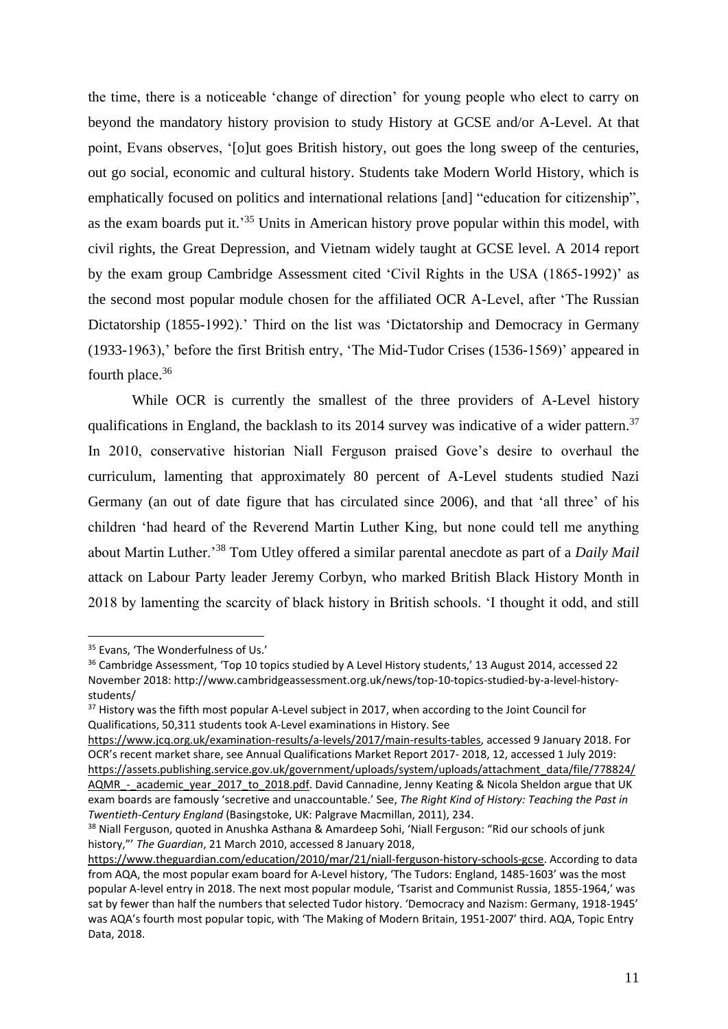the time, there is a noticeable 'change of direction' for young people who elect to carry on beyond the mandatory history provision to study History at GCSE and/or A-Level. At that point, Evans observes, '[o]ut goes British history, out goes the long sweep of the centuries, out go social, economic and cultural history. Students take Modern World History, which is emphatically focused on politics and international relations [and] "education for citizenship", as the exam boards put it.'[35] Units in American history prove popular within this model, with civil rights, the Great Depression, and Vietnam widely taught at GCSE level. A 2014 report by the exam group Cambridge Assessment cited 'Civil Rights in the USA (1865-1992)' as the second most popular module chosen for the affiliated OCR A-Level, after 'The Russian Dictatorship (1855-1992).' Third on the list was 'Dictatorship and Democracy in Germany (1933-1963),' before the first British entry, 'The Mid-Tudor Crises (1536-1569)' appeared in fourth place.[36]

While OCR is currently the smallest of the three providers of A-Level history qualifications in England, the backlash to its 2014 survey was indicative of a wider pattern.[37] In 2010, conservative historian Niall Ferguson praised Gove's desire to overhaul the curriculum, lamenting that approximately 80 percent of A-Level students studied Nazi Germany (an out of date figure that has circulated since 2006), and that 'all three' of his children 'had heard of the Reverend Martin Luther King, but none could tell me anything about Martin Luther.'[38] Tom Utley offered a similar parental anecdote as part of a *Daily Mail* attack on Labour Party leader Jeremy Corbyn, who marked British Black History Month in 2018 by lamenting the scarcity of black history in British schools. 'I thought it odd, and still

---

[35] Evans, 'The Wonderfulness of Us.'

[36] Cambridge Assessment, 'Top 10 topics studied by A Level History students,' 13 August 2014, accessed 22 November 2018: http://www.cambridgeassessment.org.uk/news/top-10-topics-studied-by-a-level-history-students/

[37] History was the fifth most popular A-Level subject in 2017, when according to the Joint Council for Qualifications, 50,311 students took A-Level examinations in History. See https://www.jcq.org.uk/examination-results/a-levels/2017/main-results-tables, accessed 9 January 2018. For OCR's recent market share, see Annual Qualifications Market Report 2017- 2018, 12, accessed 1 July 2019: https://assets.publishing.service.gov.uk/government/uploads/system/uploads/attachment_data/file/778824/AQMR_-_academic_year_2017_to_2018.pdf. David Cannadine, Jenny Keating & Nicola Sheldon argue that UK exam boards are famously 'secretive and unaccountable.' See, *The Right Kind of History: Teaching the Past in Twentieth-Century England* (Basingstoke, UK: Palgrave Macmillan, 2011), 234.

[38] Niall Ferguson, quoted in Anushka Asthana & Amardeep Sohi, 'Niall Ferguson: "Rid our schools of junk history,"' *The Guardian*, 21 March 2010, accessed 8 January 2018, https://www.theguardian.com/education/2010/mar/21/niall-ferguson-history-schools-gcse. According to data from AQA, the most popular exam board for A-Level history, 'The Tudors: England, 1485-1603' was the most popular A-level entry in 2018. The next most popular module, 'Tsarist and Communist Russia, 1855-1964,' was sat by fewer than half the numbers that selected Tudor history. 'Democracy and Nazism: Germany, 1918-1945' was AQA's fourth most popular topic, with 'The Making of Modern Britain, 1951-2007' third. AQA, Topic Entry Data, 2018.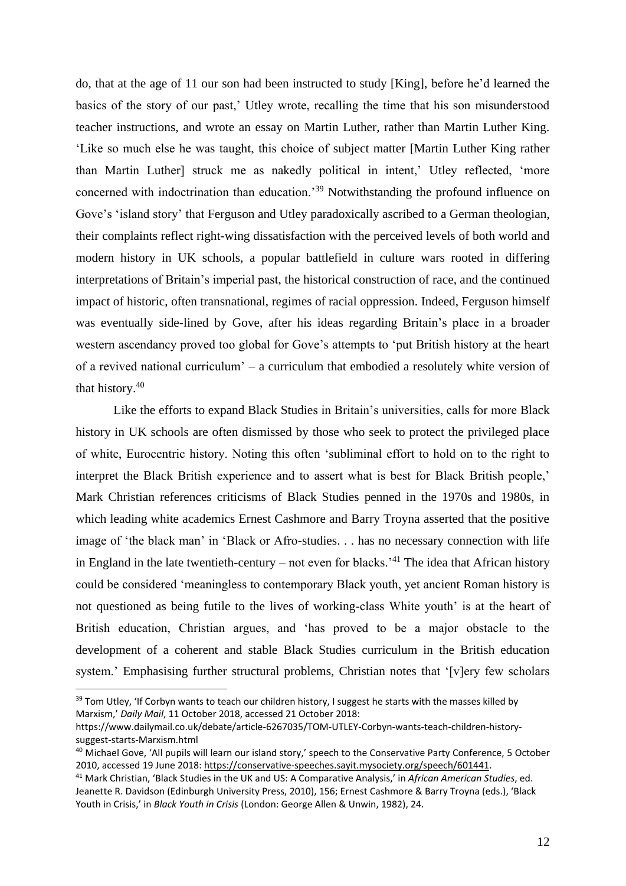do, that at the age of 11 our son had been instructed to study [King], before he'd learned the basics of the story of our past,' Utley wrote, recalling the time that his son misunderstood teacher instructions, and wrote an essay on Martin Luther, rather than Martin Luther King. 'Like so much else he was taught, this choice of subject matter [Martin Luther King rather than Martin Luther] struck me as nakedly political in intent,' Utley reflected, 'more concerned with indoctrination than education.'[39] Notwithstanding the profound influence on Gove's 'island story' that Ferguson and Utley paradoxically ascribed to a German theologian, their complaints reflect right-wing dissatisfaction with the perceived levels of both world and modern history in UK schools, a popular battlefield in culture wars rooted in differing interpretations of Britain's imperial past, the historical construction of race, and the continued impact of historic, often transnational, regimes of racial oppression. Indeed, Ferguson himself was eventually side-lined by Gove, after his ideas regarding Britain's place in a broader western ascendancy proved too global for Gove's attempts to 'put British history at the heart of a revived national curriculum' – a curriculum that embodied a resolutely white version of that history.[40]

Like the efforts to expand Black Studies in Britain's universities, calls for more Black history in UK schools are often dismissed by those who seek to protect the privileged place of white, Eurocentric history. Noting this often 'subliminal effort to hold on to the right to interpret the Black British experience and to assert what is best for Black British people,' Mark Christian references criticisms of Black Studies penned in the 1970s and 1980s, in which leading white academics Ernest Cashmore and Barry Troyna asserted that the positive image of 'the black man' in 'Black or Afro-studies. . . has no necessary connection with life in England in the late twentieth-century – not even for blacks.'[41] The idea that African history could be considered 'meaningless to contemporary Black youth, yet ancient Roman history is not questioned as being futile to the lives of working-class White youth' is at the heart of British education, Christian argues, and 'has proved to be a major obstacle to the development of a coherent and stable Black Studies curriculum in the British education system.' Emphasising further structural problems, Christian notes that '[v]ery few scholars

---

[39] Tom Utley, 'If Corbyn wants to teach our children history, I suggest he starts with the masses killed by Marxism,' *Daily Mail*, 11 October 2018, accessed 21 October 2018: https://www.dailymail.co.uk/debate/article-6267035/TOM-UTLEY-Corbyn-wants-teach-children-history-suggest-starts-Marxism.html

[40] Michael Gove, 'All pupils will learn our island story,' speech to the Conservative Party Conference, 5 October 2010, accessed 19 June 2018: https://conservative-speeches.sayit.mysociety.org/speech/601441.

[41] Mark Christian, 'Black Studies in the UK and US: A Comparative Analysis,' in *African American Studies*, ed. Jeanette R. Davidson (Edinburgh University Press, 2010), 156; Ernest Cashmore & Barry Troyna (eds.), 'Black Youth in Crisis,' in *Black Youth in Crisis* (London: George Allen & Unwin, 1982), 24.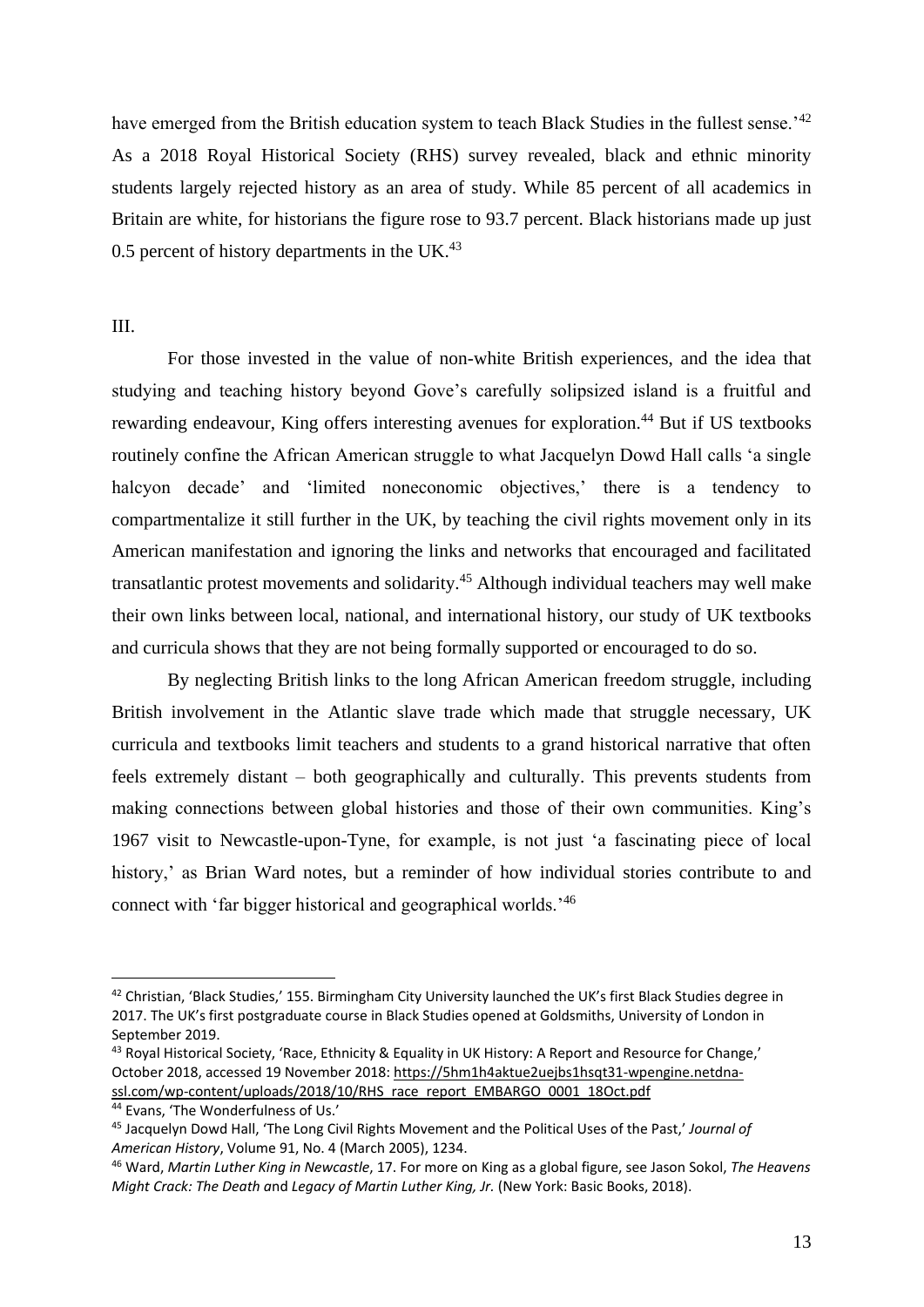have emerged from the British education system to teach Black Studies in the fullest sense.'[42] As a 2018 Royal Historical Society (RHS) survey revealed, black and ethnic minority students largely rejected history as an area of study. While 85 percent of all academics in Britain are white, for historians the figure rose to 93.7 percent. Black historians made up just 0.5 percent of history departments in the UK.[43]

III.

For those invested in the value of non-white British experiences, and the idea that studying and teaching history beyond Gove's carefully solipsized island is a fruitful and rewarding endeavour, King offers interesting avenues for exploration.[44] But if US textbooks routinely confine the African American struggle to what Jacquelyn Dowd Hall calls 'a single halcyon decade' and 'limited noneconomic objectives,' there is a tendency to compartmentalize it still further in the UK, by teaching the civil rights movement only in its American manifestation and ignoring the links and networks that encouraged and facilitated transatlantic protest movements and solidarity.[45] Although individual teachers may well make their own links between local, national, and international history, our study of UK textbooks and curricula shows that they are not being formally supported or encouraged to do so.

By neglecting British links to the long African American freedom struggle, including British involvement in the Atlantic slave trade which made that struggle necessary, UK curricula and textbooks limit teachers and students to a grand historical narrative that often feels extremely distant – both geographically and culturally. This prevents students from making connections between global histories and those of their own communities. King's 1967 visit to Newcastle-upon-Tyne, for example, is not just 'a fascinating piece of local history,' as Brian Ward notes, but a reminder of how individual stories contribute to and connect with 'far bigger historical and geographical worlds.'[46]

---

[42] Christian, 'Black Studies,' 155. Birmingham City University launched the UK's first Black Studies degree in 2017. The UK's first postgraduate course in Black Studies opened at Goldsmiths, University of London in September 2019.

[43] Royal Historical Society, 'Race, Ethnicity & Equality in UK History: A Report and Resource for Change,' October 2018, accessed 19 November 2018: https://5hm1h4aktue2uejbs1hsqt31-wpengine.netdna-ssl.com/wp-content/uploads/2018/10/RHS_race_report_EMBARGO_0001_18Oct.pdf

[44] Evans, 'The Wonderfulness of Us.'

[45] Jacquelyn Dowd Hall, 'The Long Civil Rights Movement and the Political Uses of the Past,' *Journal of American History*, Volume 91, No. 4 (March 2005), 1234.

[46] Ward, *Martin Luther King in Newcastle*, 17. For more on King as a global figure, see Jason Sokol, *The Heavens Might Crack: The Death* and *Legacy of Martin Luther King, Jr.* (New York: Basic Books, 2018).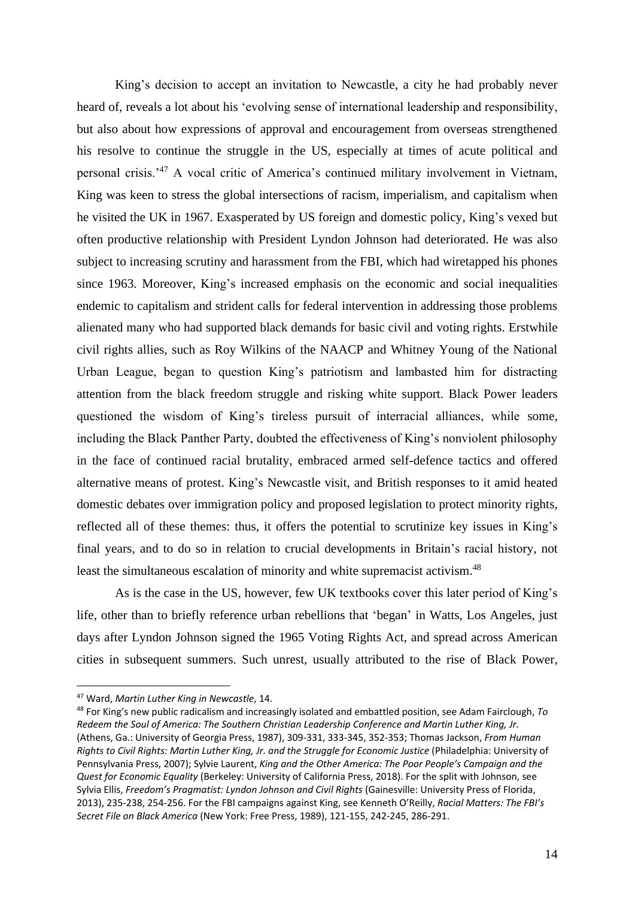King's decision to accept an invitation to Newcastle, a city he had probably never heard of, reveals a lot about his 'evolving sense of international leadership and responsibility, but also about how expressions of approval and encouragement from overseas strengthened his resolve to continue the struggle in the US, especially at times of acute political and personal crisis.'[47] A vocal critic of America's continued military involvement in Vietnam, King was keen to stress the global intersections of racism, imperialism, and capitalism when he visited the UK in 1967. Exasperated by US foreign and domestic policy, King's vexed but often productive relationship with President Lyndon Johnson had deteriorated. He was also subject to increasing scrutiny and harassment from the FBI, which had wiretapped his phones since 1963. Moreover, King's increased emphasis on the economic and social inequalities endemic to capitalism and strident calls for federal intervention in addressing those problems alienated many who had supported black demands for basic civil and voting rights. Erstwhile civil rights allies, such as Roy Wilkins of the NAACP and Whitney Young of the National Urban League, began to question King's patriotism and lambasted him for distracting attention from the black freedom struggle and risking white support. Black Power leaders questioned the wisdom of King's tireless pursuit of interracial alliances, while some, including the Black Panther Party, doubted the effectiveness of King's nonviolent philosophy in the face of continued racial brutality, embraced armed self-defence tactics and offered alternative means of protest. King's Newcastle visit, and British responses to it amid heated domestic debates over immigration policy and proposed legislation to protect minority rights, reflected all of these themes: thus, it offers the potential to scrutinize key issues in King's final years, and to do so in relation to crucial developments in Britain's racial history, not least the simultaneous escalation of minority and white supremacist activism.[48]

As is the case in the US, however, few UK textbooks cover this later period of King's life, other than to briefly reference urban rebellions that 'began' in Watts, Los Angeles, just days after Lyndon Johnson signed the 1965 Voting Rights Act, and spread across American cities in subsequent summers. Such unrest, usually attributed to the rise of Black Power,

---

[47] Ward, *Martin Luther King in Newcastle*, 14.

[48] For King's new public radicalism and increasingly isolated and embattled position, see Adam Fairclough, *To Redeem the Soul of America: The Southern Christian Leadership Conference and Martin Luther King, Jr.* (Athens, Ga.: University of Georgia Press, 1987), 309-331, 333-345, 352-353; Thomas Jackson, *From Human Rights to Civil Rights: Martin Luther King, Jr. and the Struggle for Economic Justice* (Philadelphia: University of Pennsylvania Press, 2007); Sylvie Laurent, *King and the Other America: The Poor People's Campaign and the Quest for Economic Equality* (Berkeley: University of California Press, 2018). For the split with Johnson, see Sylvia Ellis, *Freedom's Pragmatist: Lyndon Johnson and Civil Rights* (Gainesville: University Press of Florida, 2013), 235-238, 254-256. For the FBI campaigns against King, see Kenneth O'Reilly, *Racial Matters: The FBI's Secret File on Black America* (New York: Free Press, 1989), 121-155, 242-245, 286-291.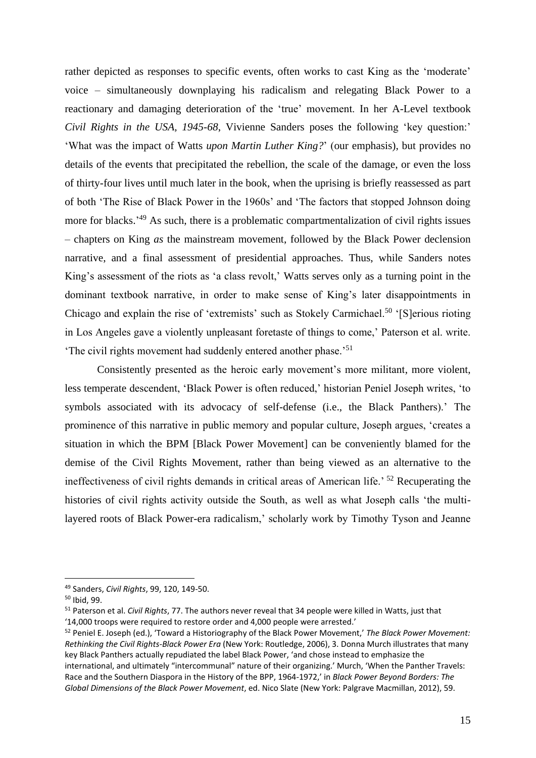rather depicted as responses to specific events, often works to cast King as the 'moderate' voice – simultaneously downplaying his radicalism and relegating Black Power to a reactionary and damaging deterioration of the 'true' movement. In her A-Level textbook *Civil Rights in the USA, 1945-68*, Vivienne Sanders poses the following 'key question:' 'What was the impact of Watts *upon Martin Luther King?*' (our emphasis), but provides no details of the events that precipitated the rebellion, the scale of the damage, or even the loss of thirty-four lives until much later in the book, when the uprising is briefly reassessed as part of both 'The Rise of Black Power in the 1960s' and 'The factors that stopped Johnson doing more for blacks.'[49] As such, there is a problematic compartmentalization of civil rights issues – chapters on King *as* the mainstream movement, followed by the Black Power declension narrative, and a final assessment of presidential approaches. Thus, while Sanders notes King's assessment of the riots as 'a class revolt,' Watts serves only as a turning point in the dominant textbook narrative, in order to make sense of King's later disappointments in Chicago and explain the rise of 'extremists' such as Stokely Carmichael.[50] '[S]erious rioting in Los Angeles gave a violently unpleasant foretaste of things to come,' Paterson et al. write. 'The civil rights movement had suddenly entered another phase.'[51]

Consistently presented as the heroic early movement's more militant, more violent, less temperate descendent, 'Black Power is often reduced,' historian Peniel Joseph writes, 'to symbols associated with its advocacy of self-defense (i.e., the Black Panthers).' The prominence of this narrative in public memory and popular culture, Joseph argues, 'creates a situation in which the BPM [Black Power Movement] can be conveniently blamed for the demise of the Civil Rights Movement, rather than being viewed as an alternative to the ineffectiveness of civil rights demands in critical areas of American life.'[52] Recuperating the histories of civil rights activity outside the South, as well as what Joseph calls 'the multi-layered roots of Black Power-era radicalism,' scholarly work by Timothy Tyson and Jeanne

---

[49] Sanders, *Civil Rights*, 99, 120, 149-50.

[50] Ibid, 99.

[51] Paterson et al. *Civil Rights*, 77. The authors never reveal that 34 people were killed in Watts, just that '14,000 troops were required to restore order and 4,000 people were arrested.'

[52] Peniel E. Joseph (ed.), 'Toward a Historiography of the Black Power Movement,' *The Black Power Movement: Rethinking the Civil Rights-Black Power Era* (New York: Routledge, 2006), 3. Donna Murch illustrates that many key Black Panthers actually repudiated the label Black Power, 'and chose instead to emphasize the international, and ultimately "intercommunal" nature of their organizing.' Murch, 'When the Panther Travels: Race and the Southern Diaspora in the History of the BPP, 1964-1972,' in *Black Power Beyond Borders: The Global Dimensions of the Black Power Movement*, ed. Nico Slate (New York: Palgrave Macmillan, 2012), 59.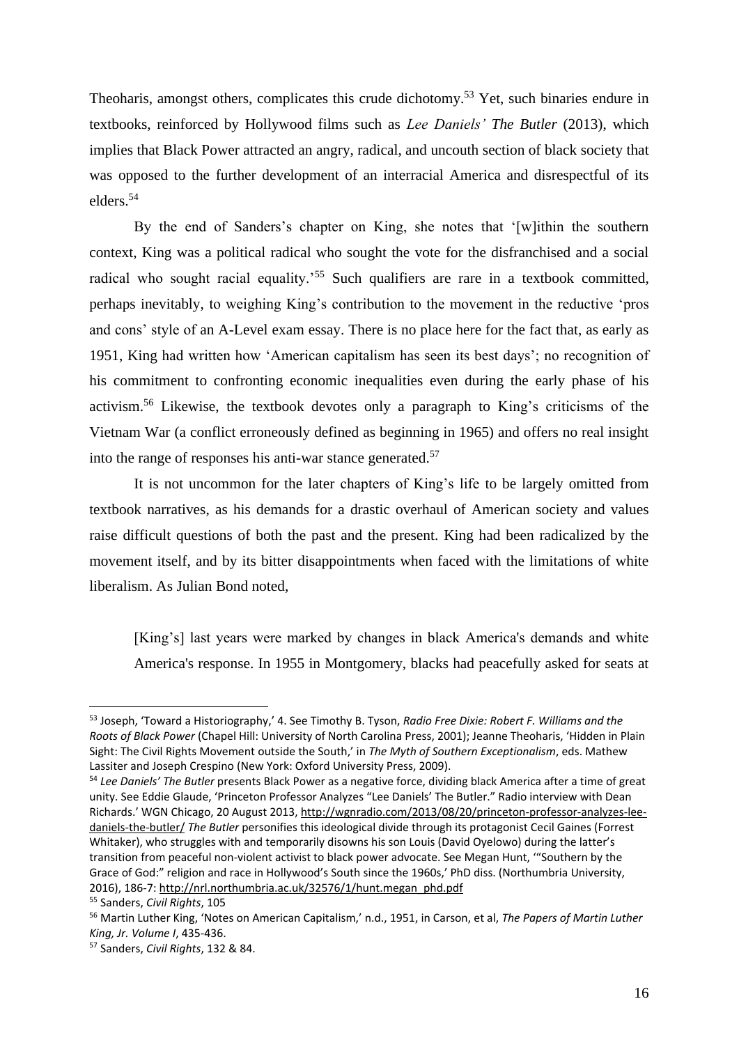Theoharis, amongst others, complicates this crude dichotomy.[53] Yet, such binaries endure in textbooks, reinforced by Hollywood films such as *Lee Daniels' The Butler* (2013), which implies that Black Power attracted an angry, radical, and uncouth section of black society that was opposed to the further development of an interracial America and disrespectful of its elders.[54]

By the end of Sanders's chapter on King, she notes that '[w]ithin the southern context, King was a political radical who sought the vote for the disfranchised and a social radical who sought racial equality.'[55] Such qualifiers are rare in a textbook committed, perhaps inevitably, to weighing King's contribution to the movement in the reductive 'pros and cons' style of an A-Level exam essay. There is no place here for the fact that, as early as 1951, King had written how 'American capitalism has seen its best days'; no recognition of his commitment to confronting economic inequalities even during the early phase of his activism.[56] Likewise, the textbook devotes only a paragraph to King's criticisms of the Vietnam War (a conflict erroneously defined as beginning in 1965) and offers no real insight into the range of responses his anti-war stance generated.[57]

It is not uncommon for the later chapters of King's life to be largely omitted from textbook narratives, as his demands for a drastic overhaul of American society and values raise difficult questions of both the past and the present. King had been radicalized by the movement itself, and by its bitter disappointments when faced with the limitations of white liberalism. As Julian Bond noted,

> [King's] last years were marked by changes in black America's demands and white America's response. In 1955 in Montgomery, blacks had peacefully asked for seats at

---

[53] Joseph, 'Toward a Historiography,' 4. See Timothy B. Tyson, *Radio Free Dixie: Robert F. Williams and the Roots of Black Power* (Chapel Hill: University of North Carolina Press, 2001); Jeanne Theoharis, 'Hidden in Plain Sight: The Civil Rights Movement outside the South,' in *The Myth of Southern Exceptionalism*, eds. Mathew Lassiter and Joseph Crespino (New York: Oxford University Press, 2009).

[54] *Lee Daniels' The Butler* presents Black Power as a negative force, dividing black America after a time of great unity. See Eddie Glaude, 'Princeton Professor Analyzes "Lee Daniels' The Butler." Radio interview with Dean Richards.' WGN Chicago, 20 August 2013, http://wgnradio.com/2013/08/20/princeton-professor-analyzes-lee-daniels-the-butler/ *The Butler* personifies this ideological divide through its protagonist Cecil Gaines (Forrest Whitaker), who struggles with and temporarily disowns his son Louis (David Oyelowo) during the latter's transition from peaceful non-violent activist to black power advocate. See Megan Hunt, '"Southern by the Grace of God:" religion and race in Hollywood's South since the 1960s,' PhD diss. (Northumbria University, 2016), 186-7: http://nrl.northumbria.ac.uk/32576/1/hunt.megan_phd.pdf

[55] Sanders, *Civil Rights*, 105

[56] Martin Luther King, 'Notes on American Capitalism,' n.d., 1951, in Carson, et al, *The Papers of Martin Luther King, Jr. Volume I*, 435-436.

[57] Sanders, *Civil Rights*, 132 & 84.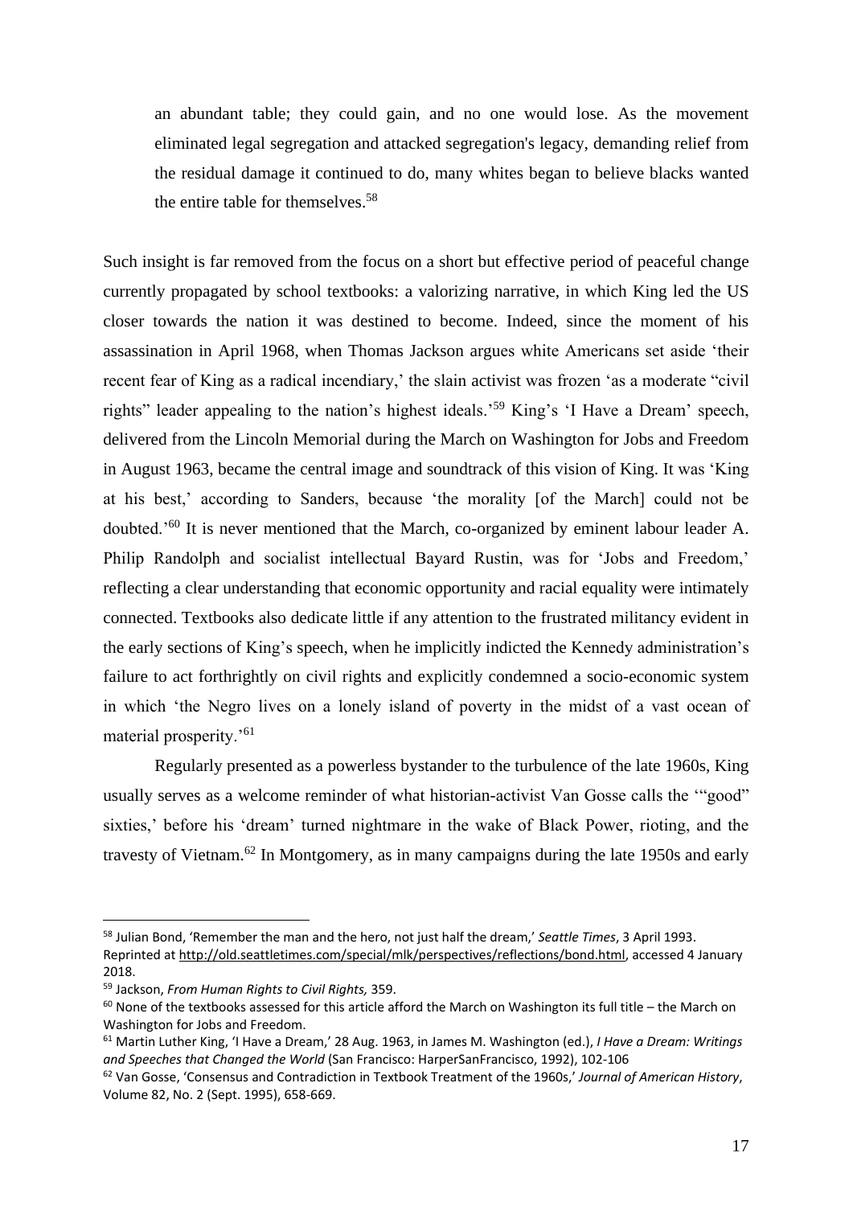> an abundant table; they could gain, and no one would lose. As the movement eliminated legal segregation and attacked segregation's legacy, demanding relief from the residual damage it continued to do, many whites began to believe blacks wanted the entire table for themselves.[58]

Such insight is far removed from the focus on a short but effective period of peaceful change currently propagated by school textbooks: a valorizing narrative, in which King led the US closer towards the nation it was destined to become. Indeed, since the moment of his assassination in April 1968, when Thomas Jackson argues white Americans set aside 'their recent fear of King as a radical incendiary,' the slain activist was frozen 'as a moderate "civil rights" leader appealing to the nation's highest ideals.'[59] King's 'I Have a Dream' speech, delivered from the Lincoln Memorial during the March on Washington for Jobs and Freedom in August 1963, became the central image and soundtrack of this vision of King. It was 'King at his best,' according to Sanders, because 'the morality [of the March] could not be doubted.'[60] It is never mentioned that the March, co-organized by eminent labour leader A. Philip Randolph and socialist intellectual Bayard Rustin, was for 'Jobs and Freedom,' reflecting a clear understanding that economic opportunity and racial equality were intimately connected. Textbooks also dedicate little if any attention to the frustrated militancy evident in the early sections of King's speech, when he implicitly indicted the Kennedy administration's failure to act forthrightly on civil rights and explicitly condemned a socio-economic system in which 'the Negro lives on a lonely island of poverty in the midst of a vast ocean of material prosperity.'[61]

Regularly presented as a powerless bystander to the turbulence of the late 1960s, King usually serves as a welcome reminder of what historian-activist Van Gosse calls the '"good" sixties,' before his 'dream' turned nightmare in the wake of Black Power, rioting, and the travesty of Vietnam.[62] In Montgomery, as in many campaigns during the late 1950s and early

---

[58] Julian Bond, 'Remember the man and the hero, not just half the dream,' *Seattle Times*, 3 April 1993. Reprinted at http://old.seattletimes.com/special/mlk/perspectives/reflections/bond.html, accessed 4 January 2018.

[59] Jackson, *From Human Rights to Civil Rights,* 359.

[60] None of the textbooks assessed for this article afford the March on Washington its full title – the March on Washington for Jobs and Freedom.

[61] Martin Luther King, 'I Have a Dream,' 28 Aug. 1963, in James M. Washington (ed.), *I Have a Dream: Writings and Speeches that Changed the World* (San Francisco: HarperSanFrancisco, 1992), 102-106

[62] Van Gosse, 'Consensus and Contradiction in Textbook Treatment of the 1960s,' *Journal of American History*, Volume 82, No. 2 (Sept. 1995), 658-669.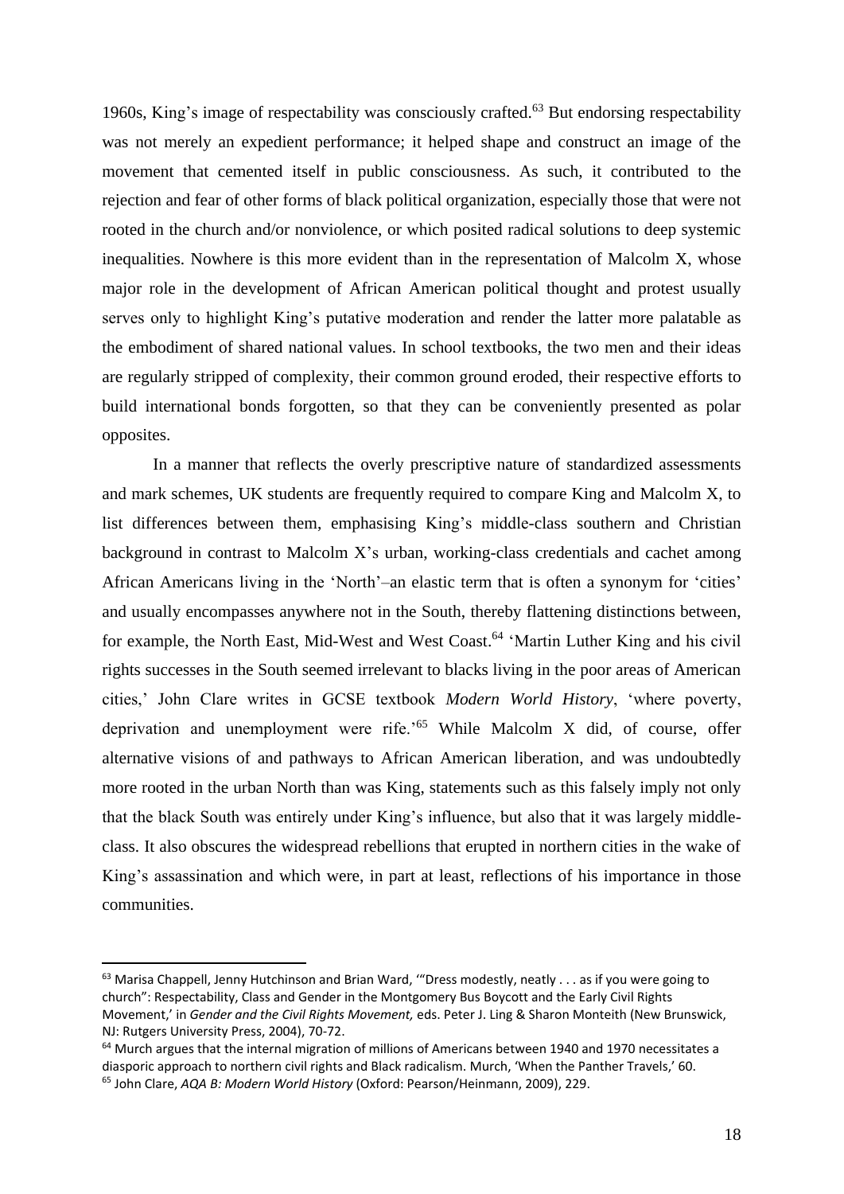1960s, King's image of respectability was consciously crafted.[63] But endorsing respectability was not merely an expedient performance; it helped shape and construct an image of the movement that cemented itself in public consciousness. As such, it contributed to the rejection and fear of other forms of black political organization, especially those that were not rooted in the church and/or nonviolence, or which posited radical solutions to deep systemic inequalities. Nowhere is this more evident than in the representation of Malcolm X, whose major role in the development of African American political thought and protest usually serves only to highlight King's putative moderation and render the latter more palatable as the embodiment of shared national values. In school textbooks, the two men and their ideas are regularly stripped of complexity, their common ground eroded, their respective efforts to build international bonds forgotten, so that they can be conveniently presented as polar opposites.

In a manner that reflects the overly prescriptive nature of standardized assessments and mark schemes, UK students are frequently required to compare King and Malcolm X, to list differences between them, emphasising King's middle-class southern and Christian background in contrast to Malcolm X's urban, working-class credentials and cachet among African Americans living in the 'North'–an elastic term that is often a synonym for 'cities' and usually encompasses anywhere not in the South, thereby flattening distinctions between, for example, the North East, Mid-West and West Coast.[64] 'Martin Luther King and his civil rights successes in the South seemed irrelevant to blacks living in the poor areas of American cities,' John Clare writes in GCSE textbook *Modern World History*, 'where poverty, deprivation and unemployment were rife.'[65] While Malcolm X did, of course, offer alternative visions of and pathways to African American liberation, and was undoubtedly more rooted in the urban North than was King, statements such as this falsely imply not only that the black South was entirely under King's influence, but also that it was largely middle-class. It also obscures the widespread rebellions that erupted in northern cities in the wake of King's assassination and which were, in part at least, reflections of his importance in those communities.

---

[63] Marisa Chappell, Jenny Hutchinson and Brian Ward, '"Dress modestly, neatly . . . as if you were going to church": Respectability, Class and Gender in the Montgomery Bus Boycott and the Early Civil Rights Movement,' in *Gender and the Civil Rights Movement,* eds. Peter J. Ling & Sharon Monteith (New Brunswick, NJ: Rutgers University Press, 2004), 70-72.

[64] Murch argues that the internal migration of millions of Americans between 1940 and 1970 necessitates a diasporic approach to northern civil rights and Black radicalism. Murch, 'When the Panther Travels,' 60.

[65] John Clare, *AQA B: Modern World History* (Oxford: Pearson/Heinmann, 2009), 229.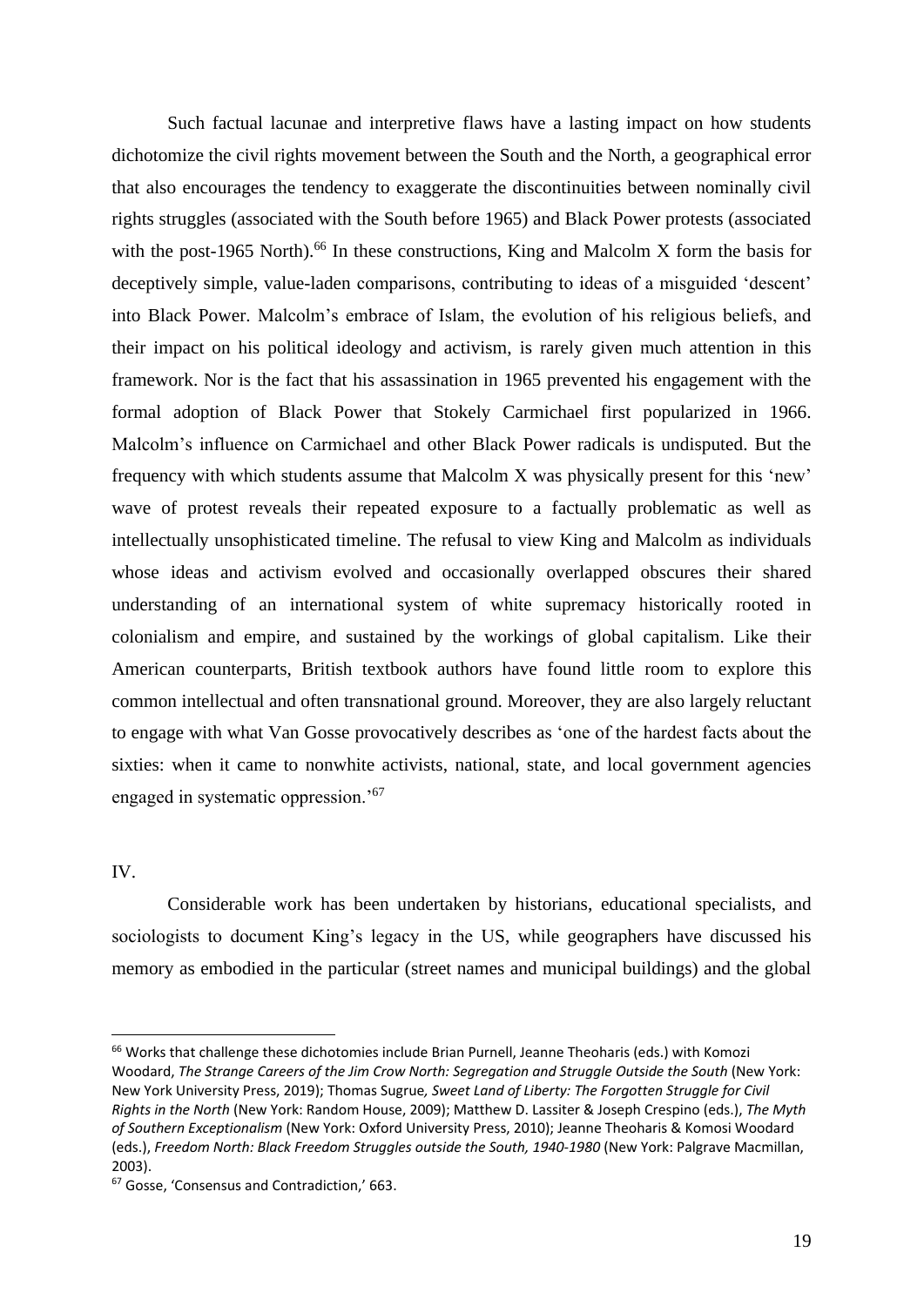Such factual lacunae and interpretive flaws have a lasting impact on how students dichotomize the civil rights movement between the South and the North, a geographical error that also encourages the tendency to exaggerate the discontinuities between nominally civil rights struggles (associated with the South before 1965) and Black Power protests (associated with the post-1965 North).[66] In these constructions, King and Malcolm X form the basis for deceptively simple, value-laden comparisons, contributing to ideas of a misguided 'descent' into Black Power. Malcolm's embrace of Islam, the evolution of his religious beliefs, and their impact on his political ideology and activism, is rarely given much attention in this framework. Nor is the fact that his assassination in 1965 prevented his engagement with the formal adoption of Black Power that Stokely Carmichael first popularized in 1966. Malcolm's influence on Carmichael and other Black Power radicals is undisputed. But the frequency with which students assume that Malcolm X was physically present for this 'new' wave of protest reveals their repeated exposure to a factually problematic as well as intellectually unsophisticated timeline. The refusal to view King and Malcolm as individuals whose ideas and activism evolved and occasionally overlapped obscures their shared understanding of an international system of white supremacy historically rooted in colonialism and empire, and sustained by the workings of global capitalism. Like their American counterparts, British textbook authors have found little room to explore this common intellectual and often transnational ground. Moreover, they are also largely reluctant to engage with what Van Gosse provocatively describes as 'one of the hardest facts about the sixties: when it came to nonwhite activists, national, state, and local government agencies engaged in systematic oppression.'[67]

IV.

Considerable work has been undertaken by historians, educational specialists, and sociologists to document King's legacy in the US, while geographers have discussed his memory as embodied in the particular (street names and municipal buildings) and the global

---

[66] Works that challenge these dichotomies include Brian Purnell, Jeanne Theoharis (eds.) with Komozi Woodard, *The Strange Careers of the Jim Crow North: Segregation and Struggle Outside the South* (New York: New York University Press, 2019); Thomas Sugrue, *Sweet Land of Liberty: The Forgotten Struggle for Civil Rights in the North* (New York: Random House, 2009); Matthew D. Lassiter & Joseph Crespino (eds.), *The Myth of Southern Exceptionalism* (New York: Oxford University Press, 2010); Jeanne Theoharis & Komosi Woodard (eds.), *Freedom North: Black Freedom Struggles outside the South, 1940-1980* (New York: Palgrave Macmillan, 2003).

[67] Gosse, 'Consensus and Contradiction,' 663.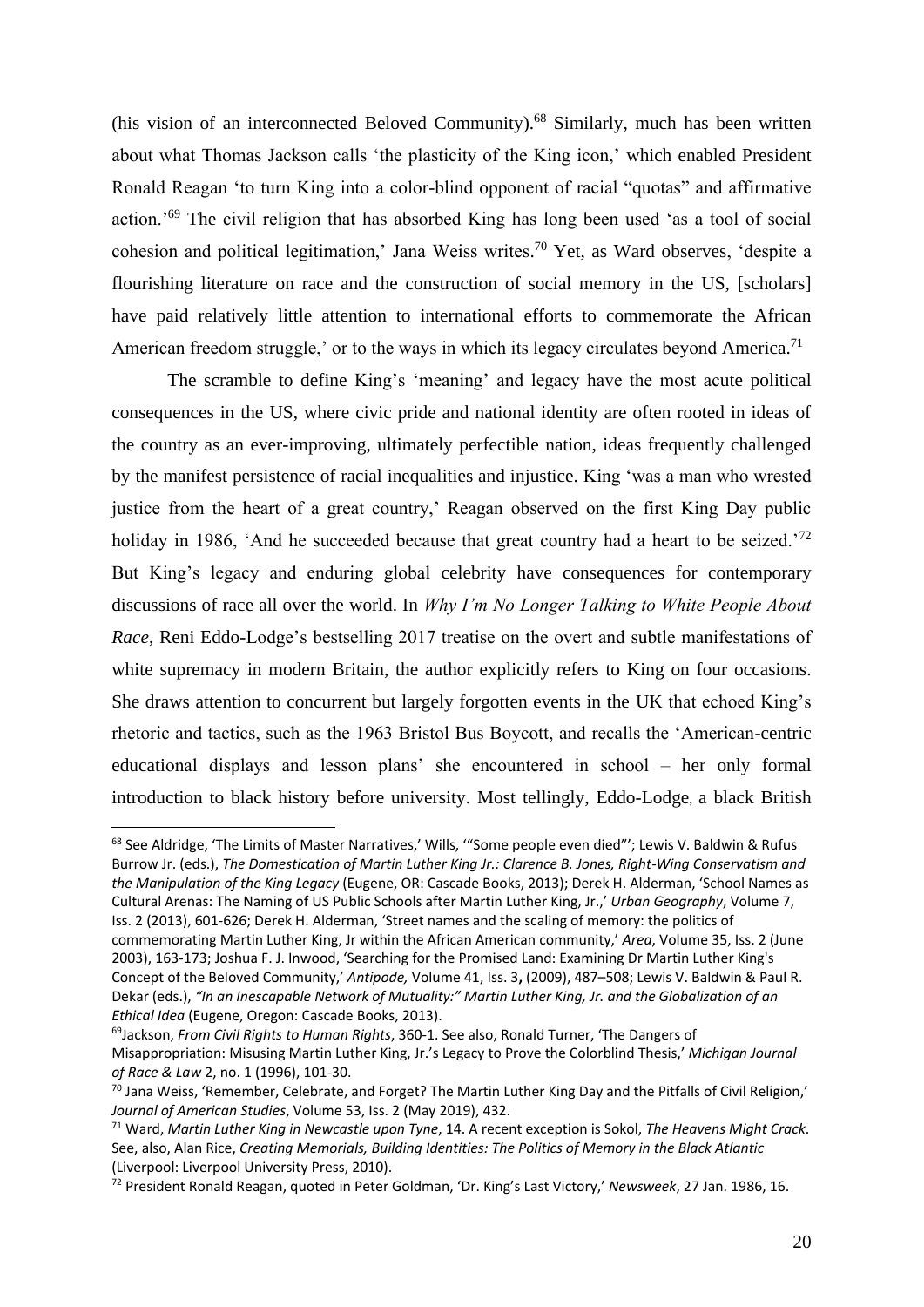(his vision of an interconnected Beloved Community).[68] Similarly, much has been written about what Thomas Jackson calls 'the plasticity of the King icon,' which enabled President Ronald Reagan 'to turn King into a color-blind opponent of racial "quotas" and affirmative action.'[69] The civil religion that has absorbed King has long been used 'as a tool of social cohesion and political legitimation,' Jana Weiss writes.[70] Yet, as Ward observes, 'despite a flourishing literature on race and the construction of social memory in the US, [scholars] have paid relatively little attention to international efforts to commemorate the African American freedom struggle,' or to the ways in which its legacy circulates beyond America.[71]

The scramble to define King's 'meaning' and legacy have the most acute political consequences in the US, where civic pride and national identity are often rooted in ideas of the country as an ever-improving, ultimately perfectible nation, ideas frequently challenged by the manifest persistence of racial inequalities and injustice. King 'was a man who wrested justice from the heart of a great country,' Reagan observed on the first King Day public holiday in 1986, 'And he succeeded because that great country had a heart to be seized.'[72] But King's legacy and enduring global celebrity have consequences for contemporary discussions of race all over the world. In *Why I'm No Longer Talking to White People About Race*, Reni Eddo-Lodge's bestselling 2017 treatise on the overt and subtle manifestations of white supremacy in modern Britain, the author explicitly refers to King on four occasions. She draws attention to concurrent but largely forgotten events in the UK that echoed King's rhetoric and tactics, such as the 1963 Bristol Bus Boycott, and recalls the 'American-centric educational displays and lesson plans' she encountered in school – her only formal introduction to black history before university. Most tellingly, Eddo-Lodge, a black British

---

[68] See Aldridge, 'The Limits of Master Narratives,' Wills, '"Some people even died"'; Lewis V. Baldwin & Rufus Burrow Jr. (eds.), *The Domestication of Martin Luther King Jr.: Clarence B. Jones, Right-Wing Conservatism and the Manipulation of the King Legacy* (Eugene, OR: Cascade Books, 2013); Derek H. Alderman, 'School Names as Cultural Arenas: The Naming of US Public Schools after Martin Luther King, Jr.,' *Urban Geography*, Volume 7, Iss. 2 (2013), 601-626; Derek H. Alderman, 'Street names and the scaling of memory: the politics of commemorating Martin Luther King, Jr within the African American community,' *Area*, Volume 35, Iss. 2 (June 2003), 163-173; Joshua F. J. Inwood, 'Searching for the Promised Land: Examining Dr Martin Luther King's Concept of the Beloved Community,' *Antipode,* Volume 41, Iss. 3**,** (2009), 487–508; Lewis V. Baldwin & Paul R. Dekar (eds.), *"In an Inescapable Network of Mutuality:" Martin Luther King, Jr. and the Globalization of an Ethical Idea* (Eugene, Oregon: Cascade Books, 2013).

[69] Jackson, *From Civil Rights to Human Rights*, 360-1. See also, Ronald Turner, 'The Dangers of Misappropriation: Misusing Martin Luther King, Jr.'s Legacy to Prove the Colorblind Thesis,' *Michigan Journal of Race & Law* 2, no. 1 (1996), 101-30.

[70] Jana Weiss, 'Remember, Celebrate, and Forget? The Martin Luther King Day and the Pitfalls of Civil Religion,' *Journal of American Studies*, Volume 53, Iss. 2 (May 2019), 432.

[71] Ward, *Martin Luther King in Newcastle upon Tyne*, 14. A recent exception is Sokol, *The Heavens Might Crack*. See, also, Alan Rice, *Creating Memorials, Building Identities: The Politics of Memory in the Black Atlantic* (Liverpool: Liverpool University Press, 2010).

[72] President Ronald Reagan, quoted in Peter Goldman, 'Dr. King's Last Victory,' *Newsweek*, 27 Jan. 1986, 16.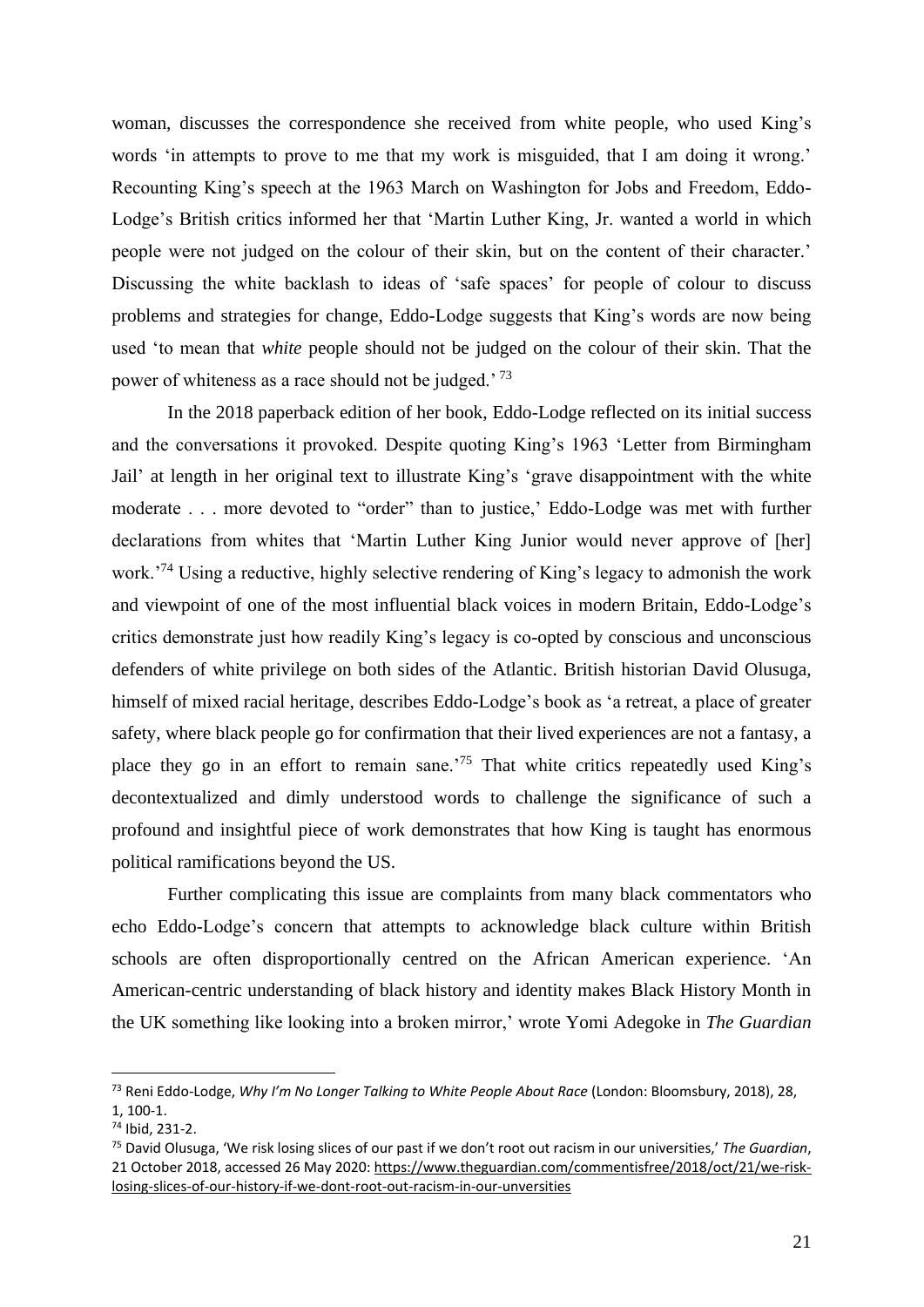woman, discusses the correspondence she received from white people, who used King's words 'in attempts to prove to me that my work is misguided, that I am doing it wrong.' Recounting King's speech at the 1963 March on Washington for Jobs and Freedom, Eddo-Lodge's British critics informed her that 'Martin Luther King, Jr. wanted a world in which people were not judged on the colour of their skin, but on the content of their character.' Discussing the white backlash to ideas of 'safe spaces' for people of colour to discuss problems and strategies for change, Eddo-Lodge suggests that King's words are now being used 'to mean that *white* people should not be judged on the colour of their skin. That the power of whiteness as a race should not be judged.'[73]

In the 2018 paperback edition of her book, Eddo-Lodge reflected on its initial success and the conversations it provoked. Despite quoting King's 1963 'Letter from Birmingham Jail' at length in her original text to illustrate King's 'grave disappointment with the white moderate . . . more devoted to "order" than to justice,' Eddo-Lodge was met with further declarations from whites that 'Martin Luther King Junior would never approve of [her] work.'[74] Using a reductive, highly selective rendering of King's legacy to admonish the work and viewpoint of one of the most influential black voices in modern Britain, Eddo-Lodge's critics demonstrate just how readily King's legacy is co-opted by conscious and unconscious defenders of white privilege on both sides of the Atlantic. British historian David Olusuga, himself of mixed racial heritage, describes Eddo-Lodge's book as 'a retreat, a place of greater safety, where black people go for confirmation that their lived experiences are not a fantasy, a place they go in an effort to remain sane.'[75] That white critics repeatedly used King's decontextualized and dimly understood words to challenge the significance of such a profound and insightful piece of work demonstrates that how King is taught has enormous political ramifications beyond the US.

Further complicating this issue are complaints from many black commentators who echo Eddo-Lodge's concern that attempts to acknowledge black culture within British schools are often disproportionally centred on the African American experience. 'An American-centric understanding of black history and identity makes Black History Month in the UK something like looking into a broken mirror,' wrote Yomi Adegoke in *The Guardian*

---

[73] Reni Eddo-Lodge, *Why I'm No Longer Talking to White People About Race* (London: Bloomsbury, 2018), 28, 1, 100-1.

[74] Ibid, 231-2.

[75] David Olusuga, 'We risk losing slices of our past if we don't root out racism in our universities,' *The Guardian*, 21 October 2018, accessed 26 May 2020: https://www.theguardian.com/commentisfree/2018/oct/21/we-risk-losing-slices-of-our-history-if-we-dont-root-out-racism-in-our-unversities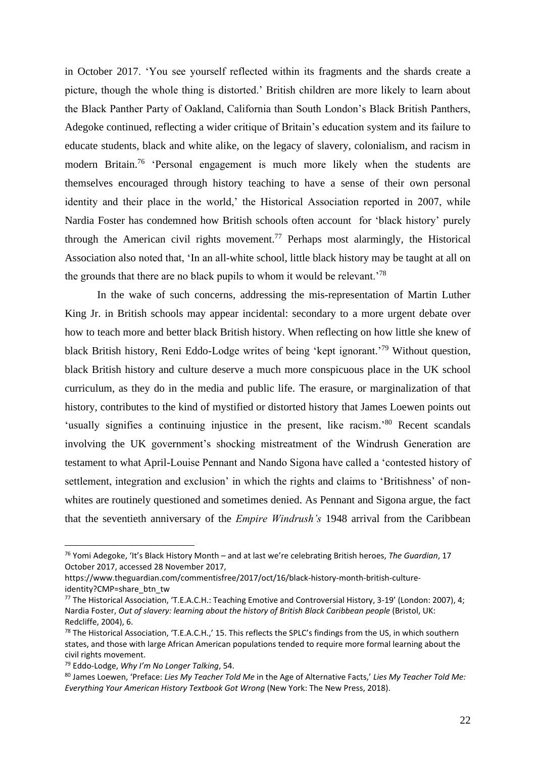in October 2017. 'You see yourself reflected within its fragments and the shards create a picture, though the whole thing is distorted.' British children are more likely to learn about the Black Panther Party of Oakland, California than South London's Black British Panthers, Adegoke continued, reflecting a wider critique of Britain's education system and its failure to educate students, black and white alike, on the legacy of slavery, colonialism, and racism in modern Britain.[76] 'Personal engagement is much more likely when the students are themselves encouraged through history teaching to have a sense of their own personal identity and their place in the world,' the Historical Association reported in 2007, while Nardia Foster has condemned how British schools often account for 'black history' purely through the American civil rights movement.[77] Perhaps most alarmingly, the Historical Association also noted that, 'In an all-white school, little black history may be taught at all on the grounds that there are no black pupils to whom it would be relevant.'[78]

In the wake of such concerns, addressing the mis-representation of Martin Luther King Jr. in British schools may appear incidental: secondary to a more urgent debate over how to teach more and better black British history. When reflecting on how little she knew of black British history, Reni Eddo-Lodge writes of being 'kept ignorant.'[79] Without question, black British history and culture deserve a much more conspicuous place in the UK school curriculum, as they do in the media and public life. The erasure, or marginalization of that history, contributes to the kind of mystified or distorted history that James Loewen points out 'usually signifies a continuing injustice in the present, like racism.'[80] Recent scandals involving the UK government's shocking mistreatment of the Windrush Generation are testament to what April-Louise Pennant and Nando Sigona have called a 'contested history of settlement, integration and exclusion' in which the rights and claims to 'Britishness' of non-whites are routinely questioned and sometimes denied. As Pennant and Sigona argue, the fact that the seventieth anniversary of the *Empire Windrush's* 1948 arrival from the Caribbean

---

[76] Yomi Adegoke, 'It's Black History Month – and at last we're celebrating British heroes, *The Guardian*, 17 October 2017, accessed 28 November 2017, https://www.theguardian.com/commentisfree/2017/oct/16/black-history-month-british-culture-identity?CMP=share_btn_tw

[77] The Historical Association, 'T.E.A.C.H.: Teaching Emotive and Controversial History, 3-19' (London: 2007), 4; Nardia Foster, *Out of slavery: learning about the history of British Black Caribbean people* (Bristol, UK: Redcliffe, 2004), 6.

[78] The Historical Association, 'T.E.A.C.H.,' 15. This reflects the SPLC's findings from the US, in which southern states, and those with large African American populations tended to require more formal learning about the civil rights movement.

[79] Eddo-Lodge, *Why I'm No Longer Talking*, 54.

[80] James Loewen, 'Preface: *Lies My Teacher Told Me* in the Age of Alternative Facts,' *Lies My Teacher Told Me: Everything Your American History Textbook Got Wrong* (New York: The New Press, 2018).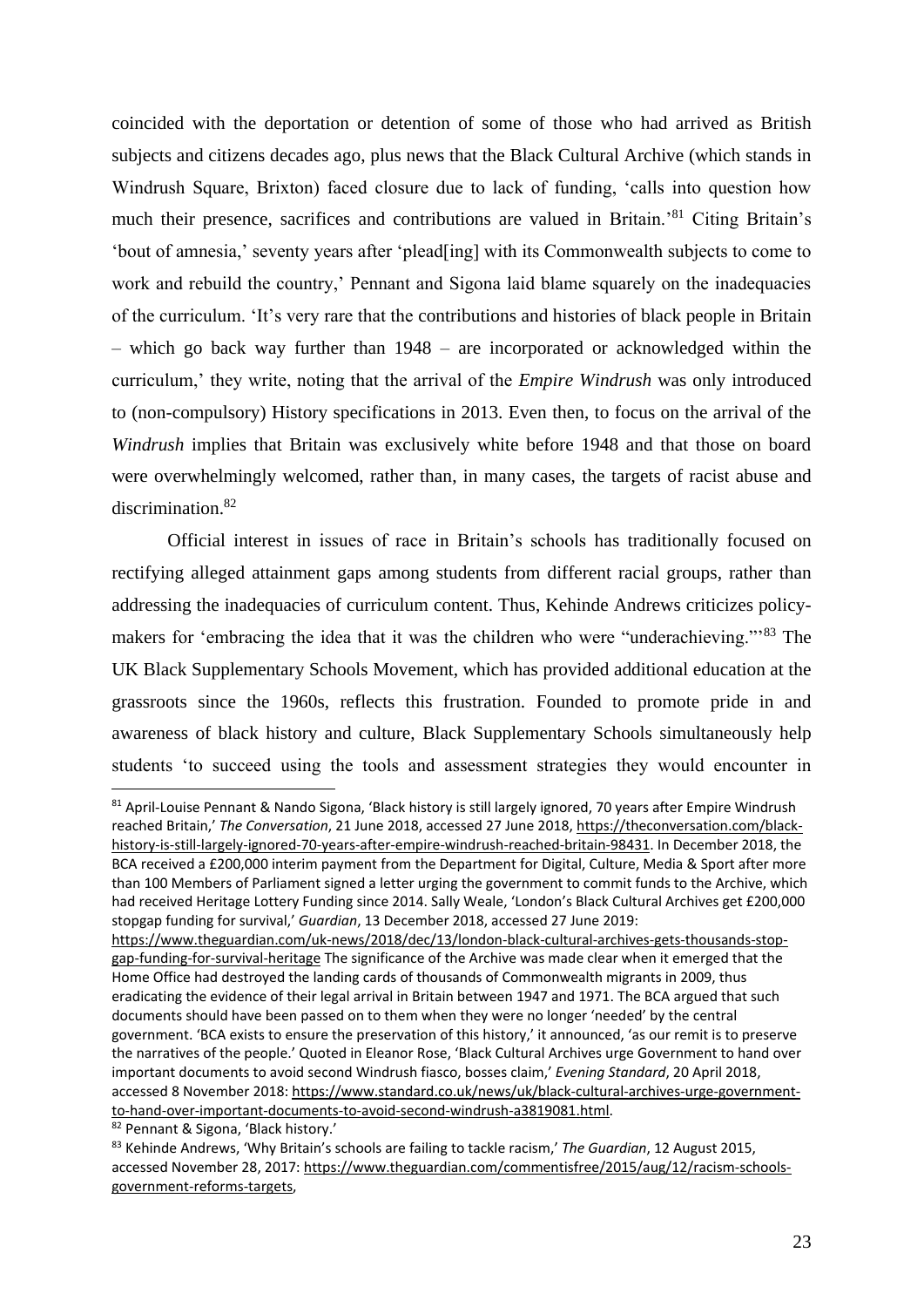coincided with the deportation or detention of some of those who had arrived as British subjects and citizens decades ago, plus news that the Black Cultural Archive (which stands in Windrush Square, Brixton) faced closure due to lack of funding, 'calls into question how much their presence, sacrifices and contributions are valued in Britain.'[81] Citing Britain's 'bout of amnesia,' seventy years after 'plead[ing] with its Commonwealth subjects to come to work and rebuild the country,' Pennant and Sigona laid blame squarely on the inadequacies of the curriculum. 'It's very rare that the contributions and histories of black people in Britain – which go back way further than 1948 – are incorporated or acknowledged within the curriculum,' they write, noting that the arrival of the *Empire Windrush* was only introduced to (non-compulsory) History specifications in 2013. Even then, to focus on the arrival of the *Windrush* implies that Britain was exclusively white before 1948 and that those on board were overwhelmingly welcomed, rather than, in many cases, the targets of racist abuse and discrimination.[82]

Official interest in issues of race in Britain's schools has traditionally focused on rectifying alleged attainment gaps among students from different racial groups, rather than addressing the inadequacies of curriculum content. Thus, Kehinde Andrews criticizes policy-makers for 'embracing the idea that it was the children who were "underachieving."'[83] The UK Black Supplementary Schools Movement, which has provided additional education at the grassroots since the 1960s, reflects this frustration. Founded to promote pride in and awareness of black history and culture, Black Supplementary Schools simultaneously help students 'to succeed using the tools and assessment strategies they would encounter in

---

[81] April-Louise Pennant & Nando Sigona, 'Black history is still largely ignored, 70 years after Empire Windrush reached Britain,' *The Conversation*, 21 June 2018, accessed 27 June 2018, https://theconversation.com/black-history-is-still-largely-ignored-70-years-after-empire-windrush-reached-britain-98431. In December 2018, the BCA received a £200,000 interim payment from the Department for Digital, Culture, Media & Sport after more than 100 Members of Parliament signed a letter urging the government to commit funds to the Archive, which had received Heritage Lottery Funding since 2014. Sally Weale, 'London's Black Cultural Archives get £200,000 stopgap funding for survival,' *Guardian*, 13 December 2018, accessed 27 June 2019: https://www.theguardian.com/uk-news/2018/dec/13/london-black-cultural-archives-gets-thousands-stop-gap-funding-for-survival-heritage The significance of the Archive was made clear when it emerged that the Home Office had destroyed the landing cards of thousands of Commonwealth migrants in 2009, thus eradicating the evidence of their legal arrival in Britain between 1947 and 1971. The BCA argued that such documents should have been passed on to them when they were no longer 'needed' by the central government. 'BCA exists to ensure the preservation of this history,' it announced, 'as our remit is to preserve the narratives of the people.' Quoted in Eleanor Rose, 'Black Cultural Archives urge Government to hand over important documents to avoid second Windrush fiasco, bosses claim,' *Evening Standard*, 20 April 2018, accessed 8 November 2018: https://www.standard.co.uk/news/uk/black-cultural-archives-urge-government-to-hand-over-important-documents-to-avoid-second-windrush-a3819081.html.

[82] Pennant & Sigona, 'Black history.'

[83] Kehinde Andrews, 'Why Britain's schools are failing to tackle racism,' *The Guardian*, 12 August 2015, accessed November 28, 2017: https://www.theguardian.com/commentisfree/2015/aug/12/racism-schools-government-reforms-targets,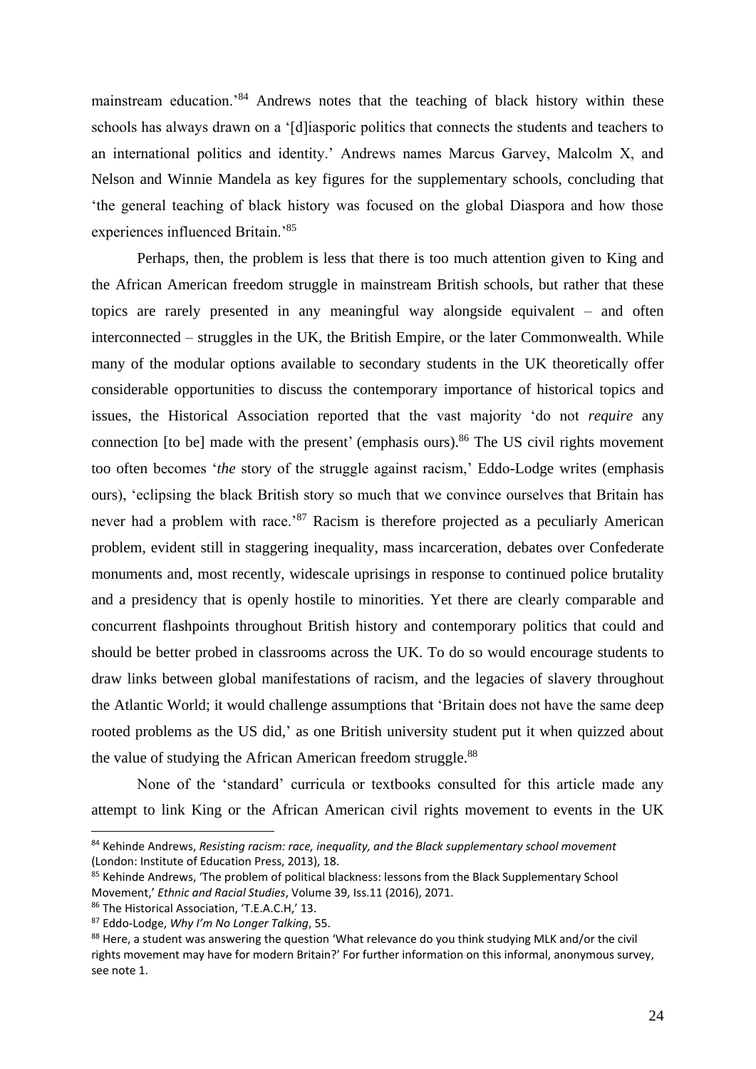mainstream education.'[84] Andrews notes that the teaching of black history within these schools has always drawn on a '[d]iasporic politics that connects the students and teachers to an international politics and identity.' Andrews names Marcus Garvey, Malcolm X, and Nelson and Winnie Mandela as key figures for the supplementary schools, concluding that 'the general teaching of black history was focused on the global Diaspora and how those experiences influenced Britain.'[85]

Perhaps, then, the problem is less that there is too much attention given to King and the African American freedom struggle in mainstream British schools, but rather that these topics are rarely presented in any meaningful way alongside equivalent – and often interconnected – struggles in the UK, the British Empire, or the later Commonwealth. While many of the modular options available to secondary students in the UK theoretically offer considerable opportunities to discuss the contemporary importance of historical topics and issues, the Historical Association reported that the vast majority 'do not *require* any connection [to be] made with the present' (emphasis ours).[86] The US civil rights movement too often becomes '*the* story of the struggle against racism,' Eddo-Lodge writes (emphasis ours), 'eclipsing the black British story so much that we convince ourselves that Britain has never had a problem with race.'[87] Racism is therefore projected as a peculiarly American problem, evident still in staggering inequality, mass incarceration, debates over Confederate monuments and, most recently, widescale uprisings in response to continued police brutality and a presidency that is openly hostile to minorities. Yet there are clearly comparable and concurrent flashpoints throughout British history and contemporary politics that could and should be better probed in classrooms across the UK. To do so would encourage students to draw links between global manifestations of racism, and the legacies of slavery throughout the Atlantic World; it would challenge assumptions that 'Britain does not have the same deep rooted problems as the US did,' as one British university student put it when quizzed about the value of studying the African American freedom struggle.[88]

None of the 'standard' curricula or textbooks consulted for this article made any attempt to link King or the African American civil rights movement to events in the UK

---

[84] Kehinde Andrews, *Resisting racism: race, inequality, and the Black supplementary school movement* (London: Institute of Education Press, 2013), 18.

[85] Kehinde Andrews, 'The problem of political blackness: lessons from the Black Supplementary School Movement,' *Ethnic and Racial Studies*, Volume 39, Iss.11 (2016), 2071.

[86] The Historical Association, 'T.E.A.C.H,' 13.

[87] Eddo-Lodge, *Why I'm No Longer Talking*, 55.

[88] Here, a student was answering the question 'What relevance do you think studying MLK and/or the civil rights movement may have for modern Britain?' For further information on this informal, anonymous survey, see note 1.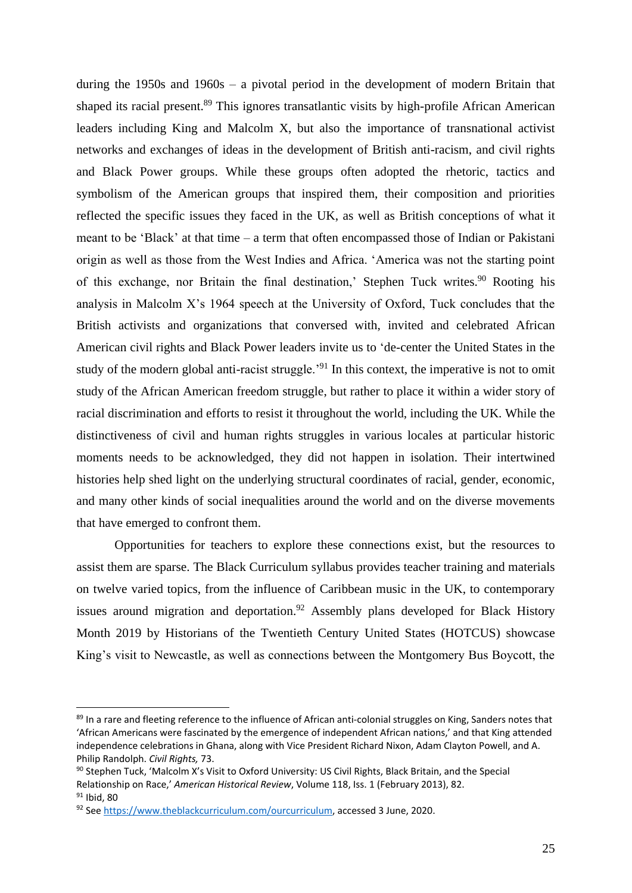during the 1950s and 1960s – a pivotal period in the development of modern Britain that shaped its racial present.[89] This ignores transatlantic visits by high-profile African American leaders including King and Malcolm X, but also the importance of transnational activist networks and exchanges of ideas in the development of British anti-racism, and civil rights and Black Power groups. While these groups often adopted the rhetoric, tactics and symbolism of the American groups that inspired them, their composition and priorities reflected the specific issues they faced in the UK, as well as British conceptions of what it meant to be 'Black' at that time – a term that often encompassed those of Indian or Pakistani origin as well as those from the West Indies and Africa. 'America was not the starting point of this exchange, nor Britain the final destination,' Stephen Tuck writes.[90] Rooting his analysis in Malcolm X's 1964 speech at the University of Oxford, Tuck concludes that the British activists and organizations that conversed with, invited and celebrated African American civil rights and Black Power leaders invite us to 'de-center the United States in the study of the modern global anti-racist struggle.'[91] In this context, the imperative is not to omit study of the African American freedom struggle, but rather to place it within a wider story of racial discrimination and efforts to resist it throughout the world, including the UK. While the distinctiveness of civil and human rights struggles in various locales at particular historic moments needs to be acknowledged, they did not happen in isolation. Their intertwined histories help shed light on the underlying structural coordinates of racial, gender, economic, and many other kinds of social inequalities around the world and on the diverse movements that have emerged to confront them.

Opportunities for teachers to explore these connections exist, but the resources to assist them are sparse. The Black Curriculum syllabus provides teacher training and materials on twelve varied topics, from the influence of Caribbean music in the UK, to contemporary issues around migration and deportation.[92] Assembly plans developed for Black History Month 2019 by Historians of the Twentieth Century United States (HOTCUS) showcase King's visit to Newcastle, as well as connections between the Montgomery Bus Boycott, the

---

[89] In a rare and fleeting reference to the influence of African anti-colonial struggles on King, Sanders notes that 'African Americans were fascinated by the emergence of independent African nations,' and that King attended independence celebrations in Ghana, along with Vice President Richard Nixon, Adam Clayton Powell, and A. Philip Randolph. *Civil Rights,* 73.

[90] Stephen Tuck, 'Malcolm X's Visit to Oxford University: US Civil Rights, Black Britain, and the Special Relationship on Race,' *American Historical Review*, Volume 118, Iss. 1 (February 2013), 82.

[91] Ibid, 80

[92] See https://www.theblackcurriculum.com/ourcurriculum, accessed 3 June, 2020.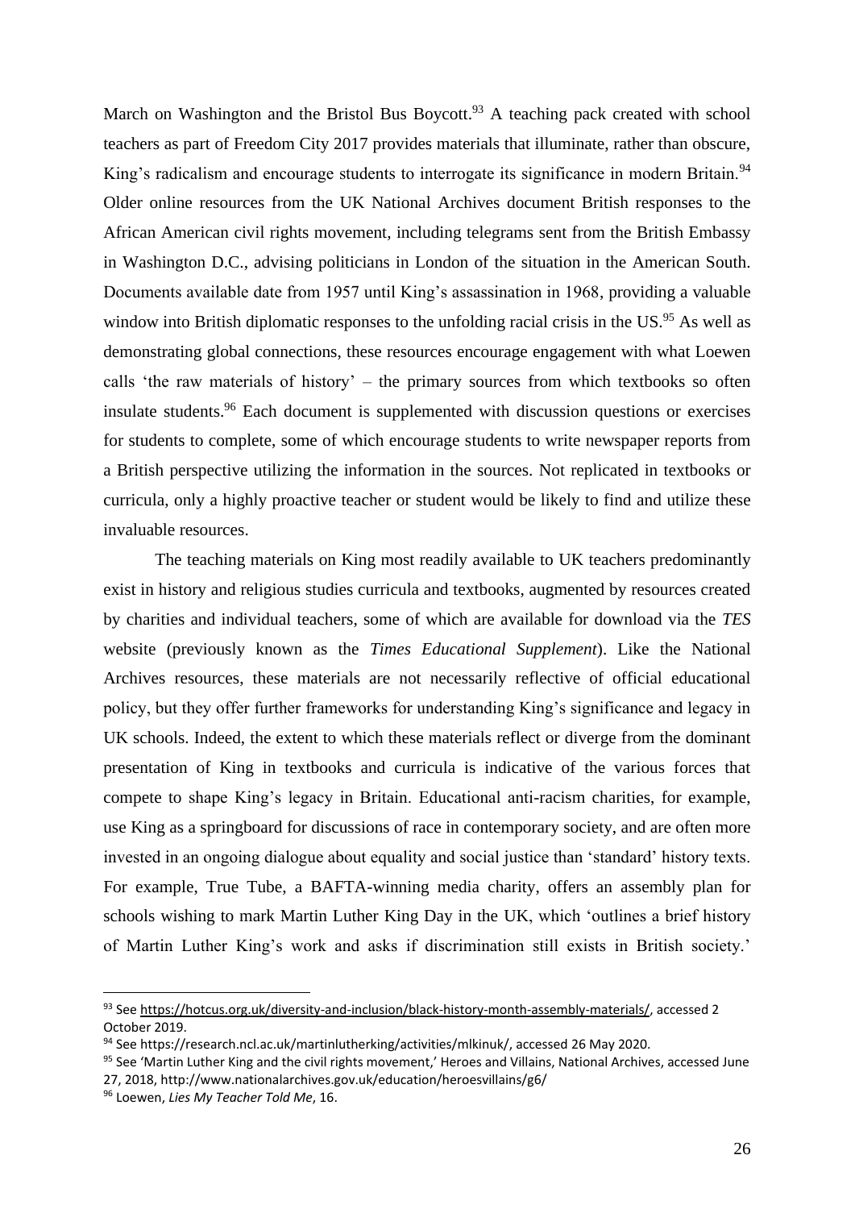March on Washington and the Bristol Bus Boycott.[93] A teaching pack created with school teachers as part of Freedom City 2017 provides materials that illuminate, rather than obscure, King's radicalism and encourage students to interrogate its significance in modern Britain.[94] Older online resources from the UK National Archives document British responses to the African American civil rights movement, including telegrams sent from the British Embassy in Washington D.C., advising politicians in London of the situation in the American South. Documents available date from 1957 until King's assassination in 1968, providing a valuable window into British diplomatic responses to the unfolding racial crisis in the US.[95] As well as demonstrating global connections, these resources encourage engagement with what Loewen calls 'the raw materials of history' – the primary sources from which textbooks so often insulate students.[96] Each document is supplemented with discussion questions or exercises for students to complete, some of which encourage students to write newspaper reports from a British perspective utilizing the information in the sources. Not replicated in textbooks or curricula, only a highly proactive teacher or student would be likely to find and utilize these invaluable resources.

The teaching materials on King most readily available to UK teachers predominantly exist in history and religious studies curricula and textbooks, augmented by resources created by charities and individual teachers, some of which are available for download via the *TES* website (previously known as the *Times Educational Supplement*). Like the National Archives resources, these materials are not necessarily reflective of official educational policy, but they offer further frameworks for understanding King's significance and legacy in UK schools. Indeed, the extent to which these materials reflect or diverge from the dominant presentation of King in textbooks and curricula is indicative of the various forces that compete to shape King's legacy in Britain. Educational anti-racism charities, for example, use King as a springboard for discussions of race in contemporary society, and are often more invested in an ongoing dialogue about equality and social justice than 'standard' history texts. For example, True Tube, a BAFTA-winning media charity, offers an assembly plan for schools wishing to mark Martin Luther King Day in the UK, which 'outlines a brief history of Martin Luther King's work and asks if discrimination still exists in British society.'

---

[93] See https://hotcus.org.uk/diversity-and-inclusion/black-history-month-assembly-materials/, accessed 2 October 2019.

[94] See https://research.ncl.ac.uk/martinlutherking/activities/mlkinuk/, accessed 26 May 2020.

[95] See 'Martin Luther King and the civil rights movement,' Heroes and Villains, National Archives, accessed June 27, 2018, http://www.nationalarchives.gov.uk/education/heroesvillains/g6/

[96] Loewen, *Lies My Teacher Told Me*, 16.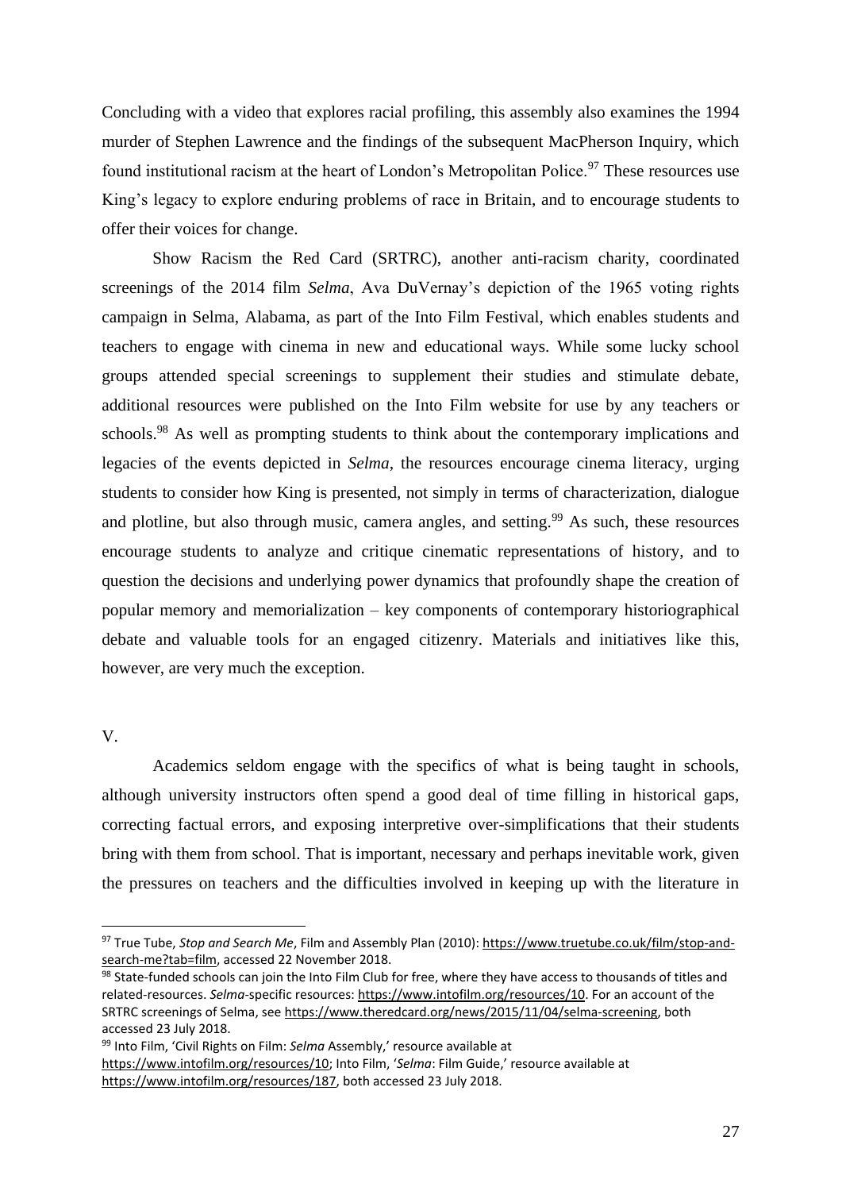Concluding with a video that explores racial profiling, this assembly also examines the 1994 murder of Stephen Lawrence and the findings of the subsequent MacPherson Inquiry, which found institutional racism at the heart of London's Metropolitan Police.[97] These resources use King's legacy to explore enduring problems of race in Britain, and to encourage students to offer their voices for change.

Show Racism the Red Card (SRTRC), another anti-racism charity, coordinated screenings of the 2014 film *Selma*, Ava DuVernay's depiction of the 1965 voting rights campaign in Selma, Alabama, as part of the Into Film Festival, which enables students and teachers to engage with cinema in new and educational ways. While some lucky school groups attended special screenings to supplement their studies and stimulate debate, additional resources were published on the Into Film website for use by any teachers or schools.[98] As well as prompting students to think about the contemporary implications and legacies of the events depicted in *Selma*, the resources encourage cinema literacy, urging students to consider how King is presented, not simply in terms of characterization, dialogue and plotline, but also through music, camera angles, and setting.[99] As such, these resources encourage students to analyze and critique cinematic representations of history, and to question the decisions and underlying power dynamics that profoundly shape the creation of popular memory and memorialization – key components of contemporary historiographical debate and valuable tools for an engaged citizenry. Materials and initiatives like this, however, are very much the exception.

## V.

Academics seldom engage with the specifics of what is being taught in schools, although university instructors often spend a good deal of time filling in historical gaps, correcting factual errors, and exposing interpretive over-simplifications that their students bring with them from school. That is important, necessary and perhaps inevitable work, given the pressures on teachers and the difficulties involved in keeping up with the literature in

---

[97] True Tube, *Stop and Search Me*, Film and Assembly Plan (2010): https://www.truetube.co.uk/film/stop-and-search-me?tab=film, accessed 22 November 2018.

[98] State-funded schools can join the Into Film Club for free, where they have access to thousands of titles and related-resources. *Selma*-specific resources: https://www.intofilm.org/resources/10. For an account of the SRTRC screenings of Selma, see https://www.theredcard.org/news/2015/11/04/selma-screening, both accessed 23 July 2018.

[99] Into Film, 'Civil Rights on Film: *Selma* Assembly,' resource available at https://www.intofilm.org/resources/10; Into Film, '*Selma*: Film Guide,' resource available at https://www.intofilm.org/resources/187, both accessed 23 July 2018.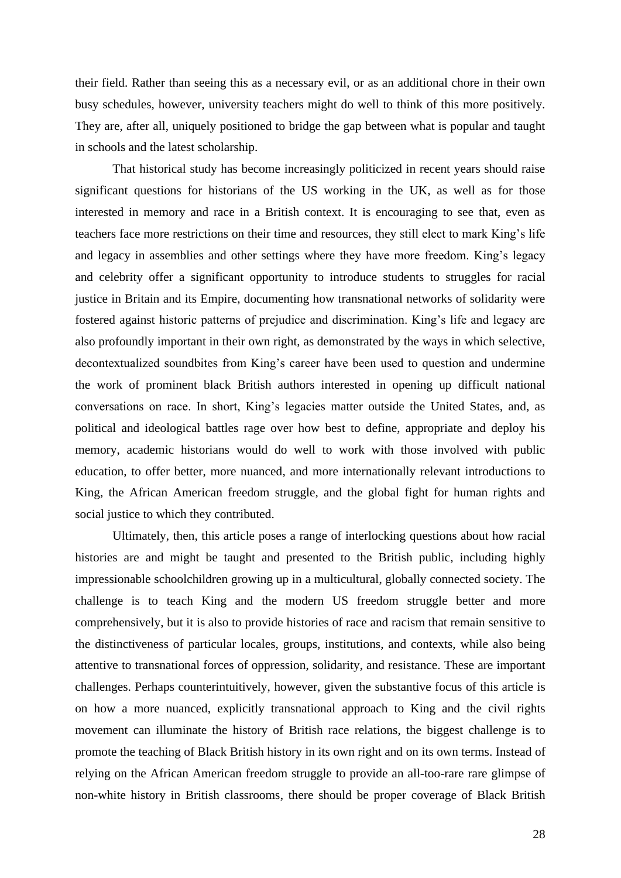their field. Rather than seeing this as a necessary evil, or as an additional chore in their own busy schedules, however, university teachers might do well to think of this more positively. They are, after all, uniquely positioned to bridge the gap between what is popular and taught in schools and the latest scholarship.

That historical study has become increasingly politicized in recent years should raise significant questions for historians of the US working in the UK, as well as for those interested in memory and race in a British context. It is encouraging to see that, even as teachers face more restrictions on their time and resources, they still elect to mark King's life and legacy in assemblies and other settings where they have more freedom. King's legacy and celebrity offer a significant opportunity to introduce students to struggles for racial justice in Britain and its Empire, documenting how transnational networks of solidarity were fostered against historic patterns of prejudice and discrimination. King's life and legacy are also profoundly important in their own right, as demonstrated by the ways in which selective, decontextualized soundbites from King's career have been used to question and undermine the work of prominent black British authors interested in opening up difficult national conversations on race. In short, King's legacies matter outside the United States, and, as political and ideological battles rage over how best to define, appropriate and deploy his memory, academic historians would do well to work with those involved with public education, to offer better, more nuanced, and more internationally relevant introductions to King, the African American freedom struggle, and the global fight for human rights and social justice to which they contributed.

Ultimately, then, this article poses a range of interlocking questions about how racial histories are and might be taught and presented to the British public, including highly impressionable schoolchildren growing up in a multicultural, globally connected society. The challenge is to teach King and the modern US freedom struggle better and more comprehensively, but it is also to provide histories of race and racism that remain sensitive to the distinctiveness of particular locales, groups, institutions, and contexts, while also being attentive to transnational forces of oppression, solidarity, and resistance. These are important challenges. Perhaps counterintuitively, however, given the substantive focus of this article is on how a more nuanced, explicitly transnational approach to King and the civil rights movement can illuminate the history of British race relations, the biggest challenge is to promote the teaching of Black British history in its own right and on its own terms. Instead of relying on the African American freedom struggle to provide an all-too-rare rare glimpse of non-white history in British classrooms, there should be proper coverage of Black British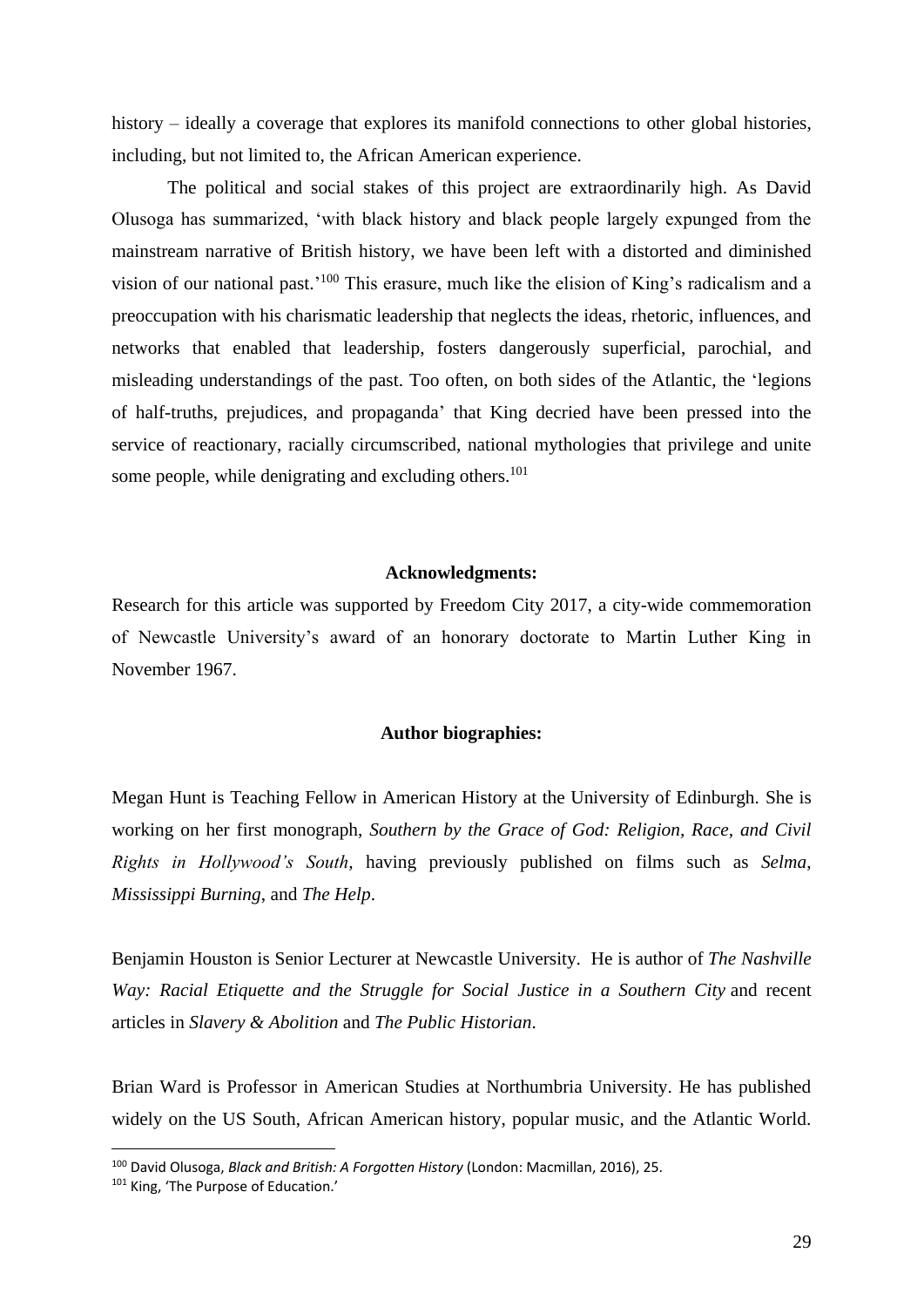history – ideally a coverage that explores its manifold connections to other global histories, including, but not limited to, the African American experience.

The political and social stakes of this project are extraordinarily high. As David Olusoga has summarized, 'with black history and black people largely expunged from the mainstream narrative of British history, we have been left with a distorted and diminished vision of our national past.'[100] This erasure, much like the elision of King's radicalism and a preoccupation with his charismatic leadership that neglects the ideas, rhetoric, influences, and networks that enabled that leadership, fosters dangerously superficial, parochial, and misleading understandings of the past. Too often, on both sides of the Atlantic, the 'legions of half-truths, prejudices, and propaganda' that King decried have been pressed into the service of reactionary, racially circumscribed, national mythologies that privilege and unite some people, while denigrating and excluding others.[101]

**Acknowledgments:**

Research for this article was supported by Freedom City 2017, a city-wide commemoration of Newcastle University's award of an honorary doctorate to Martin Luther King in November 1967.

**Author biographies:**

Megan Hunt is Teaching Fellow in American History at the University of Edinburgh. She is working on her first monograph, *Southern by the Grace of God: Religion, Race, and Civil Rights in Hollywood's South*, having previously published on films such as *Selma*, *Mississippi Burning*, and *The Help*.

Benjamin Houston is Senior Lecturer at Newcastle University. He is author of *The Nashville Way: Racial Etiquette and the Struggle for Social Justice in a Southern City* and recent articles in *Slavery & Abolition* and *The Public Historian*.

Brian Ward is Professor in American Studies at Northumbria University. He has published widely on the US South, African American history, popular music, and the Atlantic World.

---

[100] David Olusoga, *Black and British: A Forgotten History* (London: Macmillan, 2016), 25.

[101] King, 'The Purpose of Education.'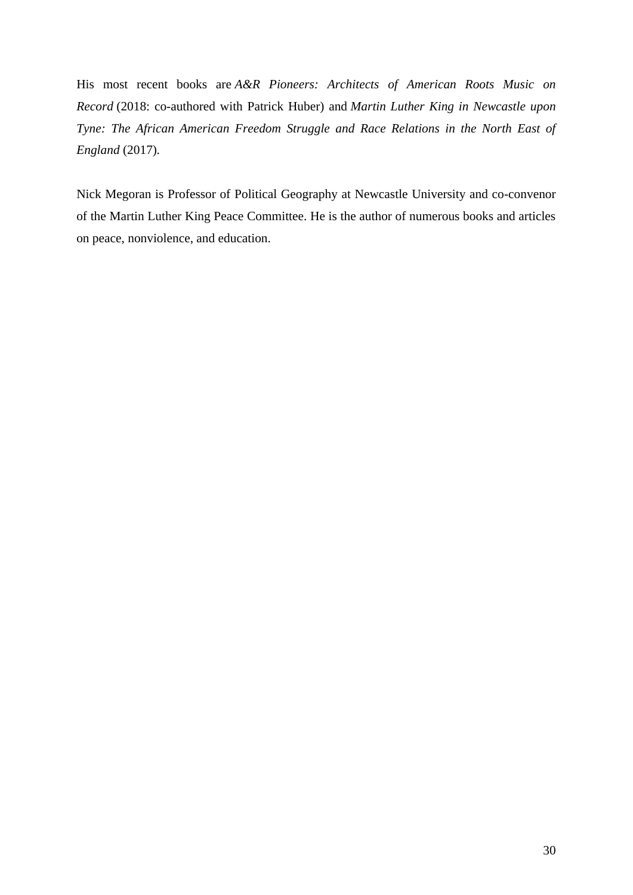His most recent books are *A&R Pioneers: Architects of American Roots Music on Record* (2018: co-authored with Patrick Huber) and *Martin Luther King in Newcastle upon Tyne: The African American Freedom Struggle and Race Relations in the North East of England* (2017).

Nick Megoran is Professor of Political Geography at Newcastle University and co-convenor of the Martin Luther King Peace Committee. He is the author of numerous books and articles on peace, nonviolence, and education.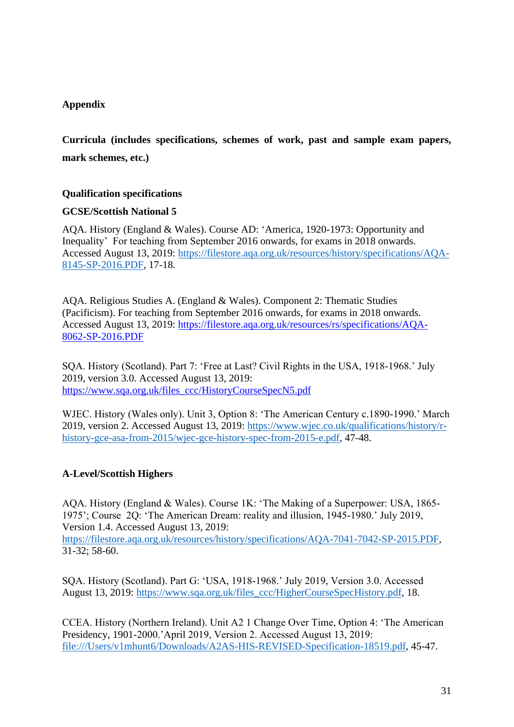**Appendix**

**Curricula (includes specifications, schemes of work, past and sample exam papers, mark schemes, etc.)**

**Qualification specifications**

**GCSE/Scottish National 5**

AQA. History (England & Wales). Course AD: 'America, 1920-1973: Opportunity and Inequality' For teaching from September 2016 onwards, for exams in 2018 onwards. Accessed August 13, 2019: https://filestore.aqa.org.uk/resources/history/specifications/AQA-8145-SP-2016.PDF, 17-18.

AQA. Religious Studies A. (England & Wales). Component 2: Thematic Studies (Pacificism). For teaching from September 2016 onwards, for exams in 2018 onwards. Accessed August 13, 2019: https://filestore.aqa.org.uk/resources/rs/specifications/AQA-8062-SP-2016.PDF

SQA. History (Scotland). Part 7: 'Free at Last? Civil Rights in the USA, 1918-1968.' July 2019, version 3.0. Accessed August 13, 2019: https://www.sqa.org.uk/files_ccc/HistoryCourseSpecN5.pdf

WJEC. History (Wales only). Unit 3, Option 8: 'The American Century c.1890-1990.' March 2019, version 2. Accessed August 13, 2019: https://www.wjec.co.uk/qualifications/history/r-history-gce-asa-from-2015/wjec-gce-history-spec-from-2015-e.pdf, 47-48.

**A-Level/Scottish Highers**

AQA. History (England & Wales). Course 1K: 'The Making of a Superpower: USA, 1865-1975'; Course 2Q: 'The American Dream: reality and illusion, 1945-1980.' July 2019, Version 1.4. Accessed August 13, 2019: https://filestore.aqa.org.uk/resources/history/specifications/AQA-7041-7042-SP-2015.PDF, 31-32; 58-60.

SQA. History (Scotland). Part G: 'USA, 1918-1968.' July 2019, Version 3.0. Accessed August 13, 2019: https://www.sqa.org.uk/files_ccc/HigherCourseSpecHistory.pdf, 18.

CCEA. History (Northern Ireland). Unit A2 1 Change Over Time, Option 4: 'The American Presidency, 1901-2000.'April 2019, Version 2. Accessed August 13, 2019: file:///Users/v1mhunt6/Downloads/A2AS-HIS-REVISED-Specification-18519.pdf, 45-47.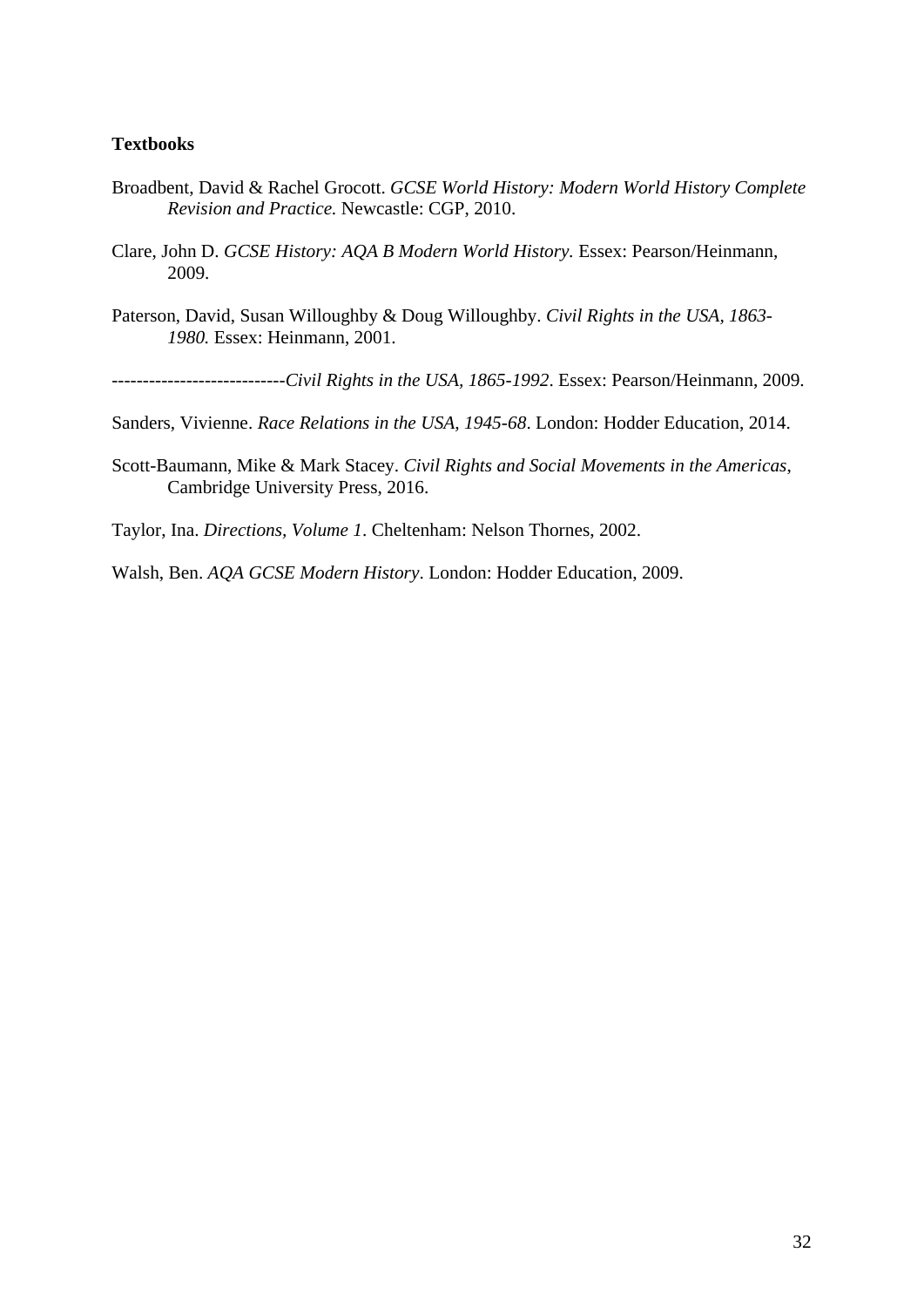**Textbooks**

Broadbent, David & Rachel Grocott. *GCSE World History: Modern World History Complete Revision and Practice.* Newcastle: CGP, 2010.

Clare, John D. *GCSE History: AQA B Modern World History.* Essex: Pearson/Heinmann, 2009.

Paterson, David, Susan Willoughby & Doug Willoughby. *Civil Rights in the USA, 1863-1980.* Essex: Heinmann, 2001.

----------------------------*Civil Rights in the USA, 1865-1992*. Essex: Pearson/Heinmann, 2009.

Sanders, Vivienne. *Race Relations in the USA, 1945-68*. London: Hodder Education, 2014.

Scott-Baumann, Mike & Mark Stacey. *Civil Rights and Social Movements in the Americas*, Cambridge University Press, 2016.

Taylor, Ina. *Directions, Volume 1*. Cheltenham: Nelson Thornes, 2002.

Walsh, Ben. *AQA GCSE Modern History*. London: Hodder Education, 2009.